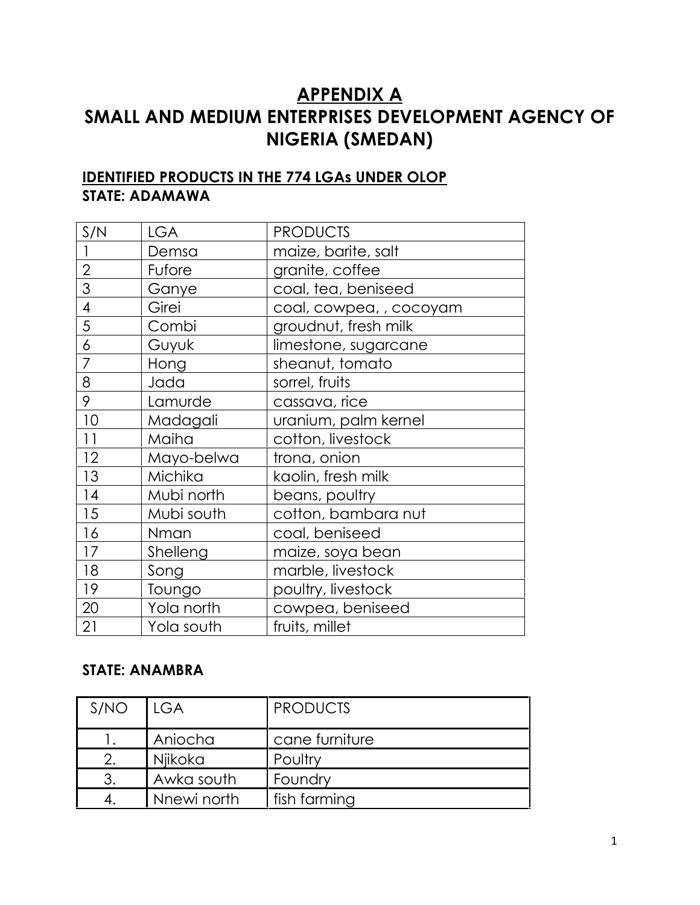# APPENDIX A

# SMALL AND MEDIUM ENTERPRISES DEVELOPMENT AGENCY OF NIGERIA (SMEDAN)

## IDENTIFIED PRODUCTS IN THE 774 LGAs UNDER OLOP

**STATE: ADAMAWA**

| S/N | LGA | PRODUCTS |
|---|---|---|
| 1 | Demsa | maize, barite, salt |
| 2 | Fufore | granite, coffee |
| 3 | Ganye | coal, tea, beniseed |
| 4 | Girei | coal, cowpea, , cocoyam |
| 5 | Combi | groudnut, fresh milk |
| 6 | Guyuk | limestone, sugarcane |
| 7 | Hong | sheanut, tomato |
| 8 | Jada | sorrel, fruits |
| 9 | Lamurde | cassava, rice |
| 10 | Madagali | uranium, palm kernel |
| 11 | Maiha | cotton, livestock |
| 12 | Mayo-belwa | trona, onion |
| 13 | Michika | kaolin, fresh milk |
| 14 | Mubi north | beans, poultry |
| 15 | Mubi south | cotton, bambara nut |
| 16 | Nman | coal, beniseed |
| 17 | Shelleng | maize, soya bean |
| 18 | Song | marble, livestock |
| 19 | Toungo | poultry, livestock |
| 20 | Yola north | cowpea, beniseed |
| 21 | Yola south | fruits, millet |

**STATE: ANAMBRA**

| S/NO | LGA | PRODUCTS |
|---|---|---|
| 1. | Aniocha | cane furniture |
| 2. | Njikoka | Poultry |
| 3. | Awka south | Foundry |
| 4. | Nnewi north | fish farming |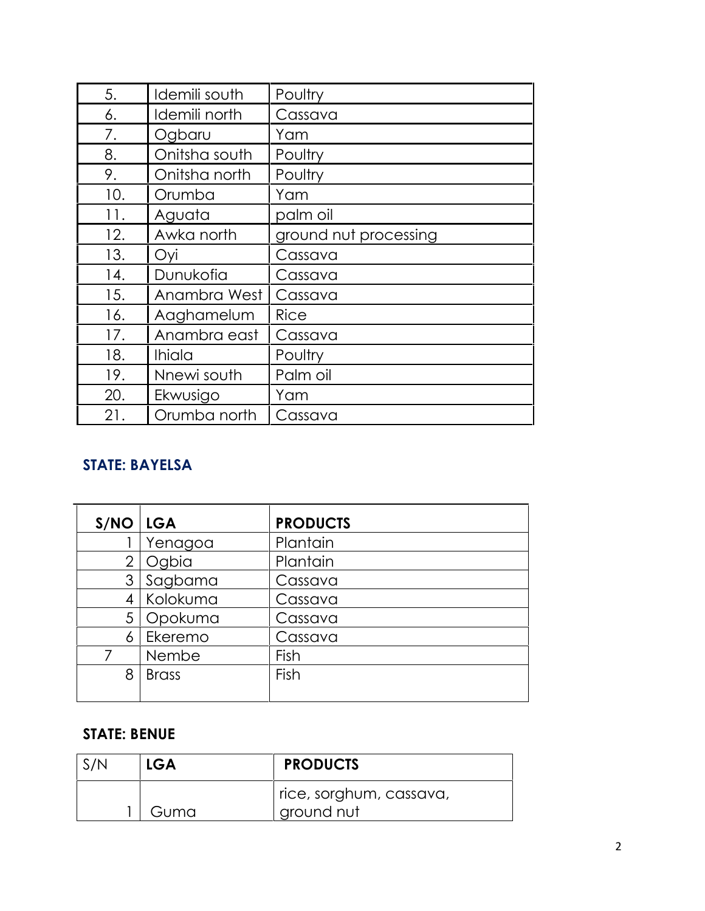| | | |
|---|---|---|
| 5. | Idemili south | Poultry |
| 6. | Idemili north | Cassava |
| 7. | Ogbaru | Yam |
| 8. | Onitsha south | Poultry |
| 9. | Onitsha north | Poultry |
| 10. | Orumba | Yam |
| 11. | Aguata | palm oil |
| 12. | Awka north | ground nut processing |
| 13. | Oyi | Cassava |
| 14. | Dunukofia | Cassava |
| 15. | Anambra West | Cassava |
| 16. | Aaghamelum | Rice |
| 17. | Anambra east | Cassava |
| 18. | Ihiala | Poultry |
| 19. | Nnewi south | Palm oil |
| 20. | Ekwusigo | Yam |
| 21. | Orumba north | Cassava |

### STATE: BAYELSA

| S/NO | LGA | PRODUCTS |
|---|---|---|
| 1 | Yenagoa | Plantain |
| 2 | Ogbia | Plantain |
| 3 | Sagbama | Cassava |
| 4 | Kolokuma | Cassava |
| 5 | Opokuma | Cassava |
| 6 | Ekeremo | Cassava |
| 7 | Nembe | Fish |
| 8 | Brass | Fish |

### STATE: BENUE

| S/N | LGA | PRODUCTS |
|---|---|---|
| 1 | Guma | rice, sorghum, cassava, ground nut |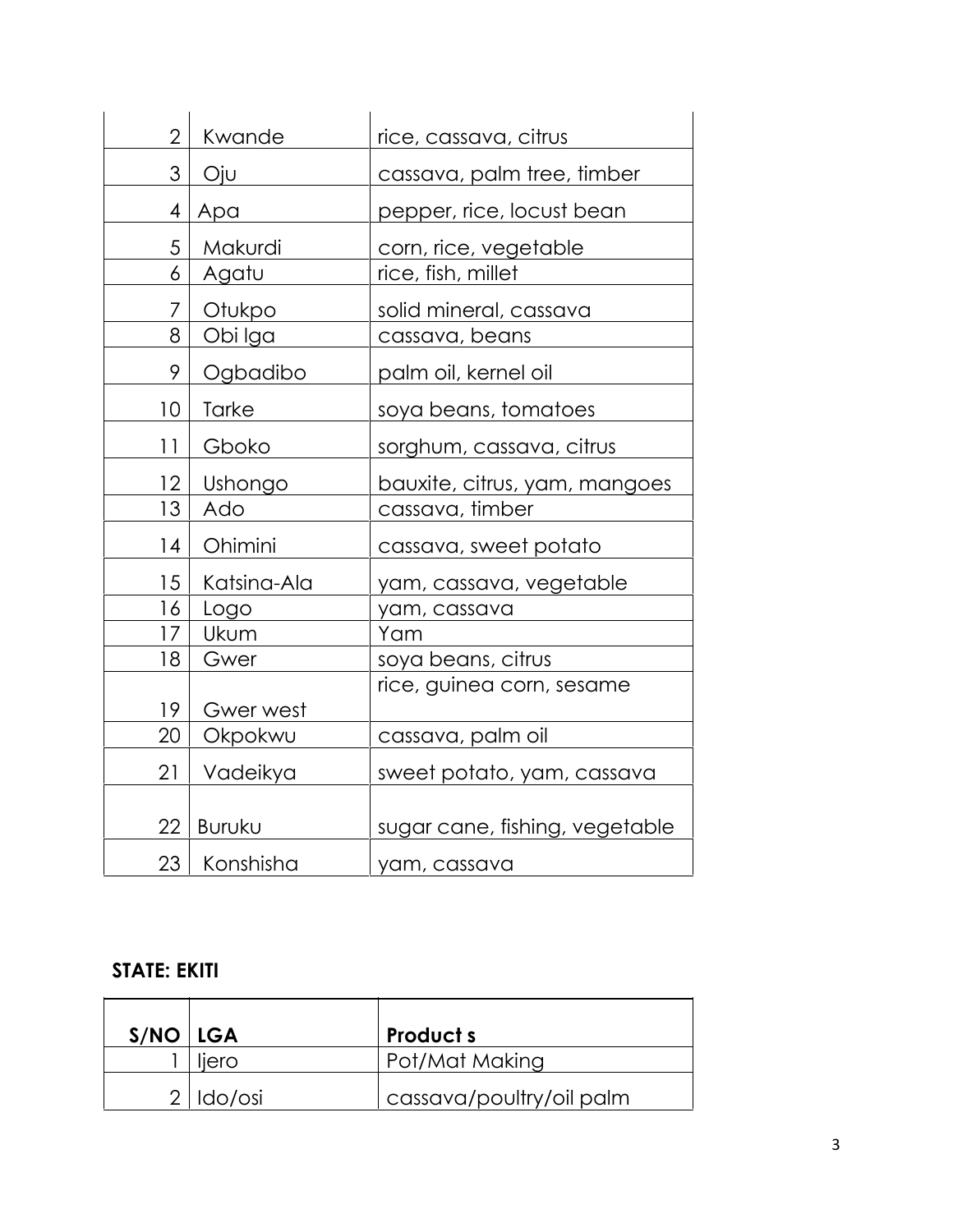| | | |
|---|---|---|
| 2 | Kwande | rice, cassava, citrus |
| 3 | Oju | cassava, palm tree, timber |
| 4 | Apa | pepper, rice, locust bean |
| 5 | Makurdi | corn, rice, vegetable |
| 6 | Agatu | rice, fish, millet |
| 7 | Otukpo | solid mineral, cassava |
| 8 | Obi Iga | cassava, beans |
| 9 | Ogbadibo | palm oil, kernel oil |
| 10 | Tarke | soya beans, tomatoes |
| 11 | Gboko | sorghum, cassava, citrus |
| 12 | Ushongo | bauxite, citrus, yam, mangoes |
| 13 | Ado | cassava, timber |
| 14 | Ohimini | cassava, sweet potato |
| 15 | Katsina-Ala | yam, cassava, vegetable |
| 16 | Logo | yam, cassava |
| 17 | Ukum | Yam |
| 18 | Gwer | soya beans, citrus |
| 19 | Gwer west | rice, guinea corn, sesame |
| 20 | Okpokwu | cassava, palm oil |
| 21 | Vadeikya | sweet potato, yam, cassava |
| 22 | Buruku | sugar cane, fishing, vegetable |
| 23 | Konshisha | yam, cassava |

**STATE: EKITI**

| S/NO | LGA | Product s |
|---|---|---|
| 1 | Ijero | Pot/Mat Making |
| 2 | Ido/osi | cassava/poultry/oil palm |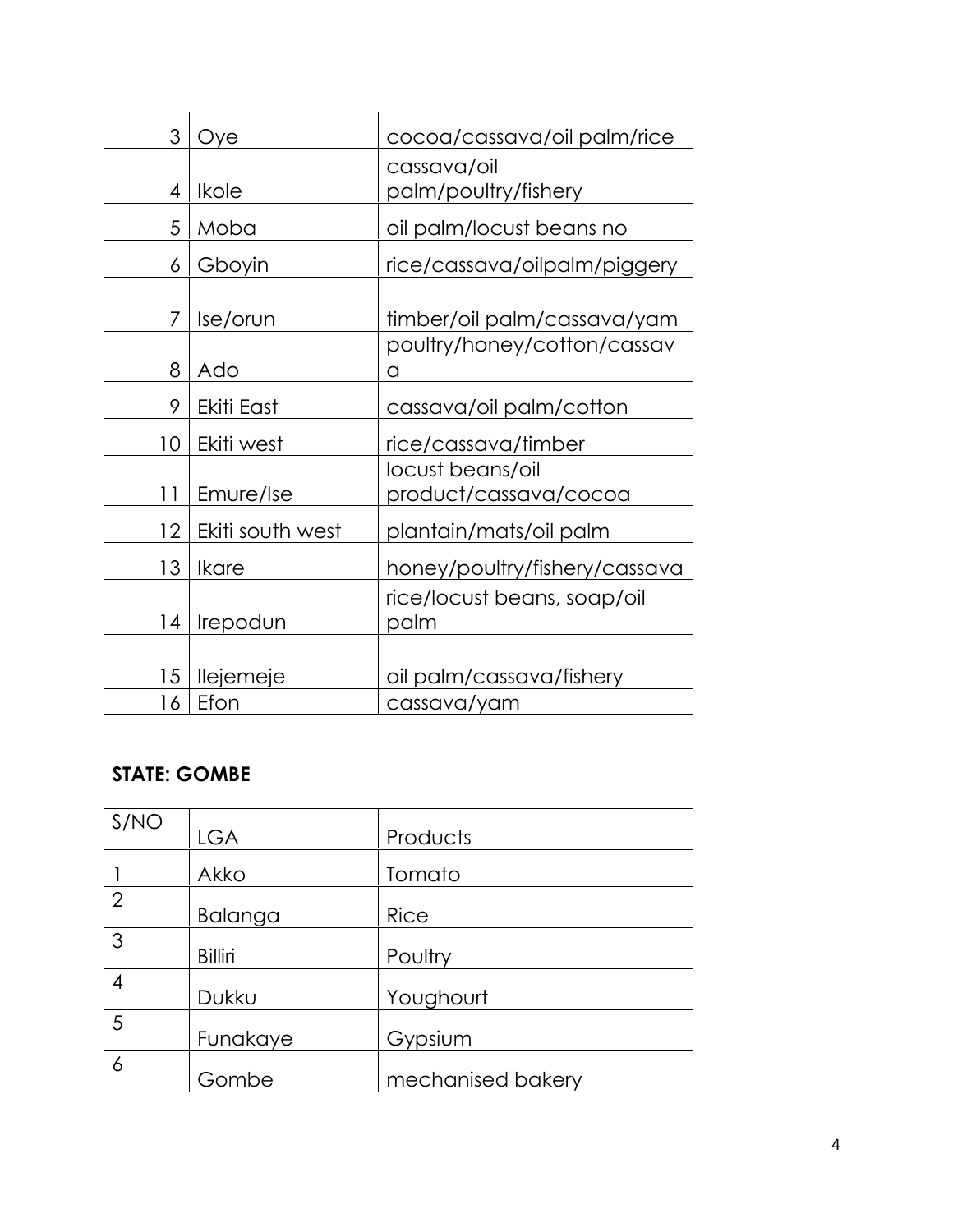| | | |
|---|---|---|
| 3 | Oye | cocoa/cassava/oil palm/rice |
| 4 | Ikole | cassava/oil palm/poultry/fishery |
| 5 | Moba | oil palm/locust beans no |
| 6 | Gboyin | rice/cassava/oilpalm/piggery |
| 7 | Ise/orun | timber/oil palm/cassava/yam |
| 8 | Ado | poultry/honey/cotton/cassava |
| 9 | Ekiti East | cassava/oil palm/cotton |
| 10 | Ekiti west | rice/cassava/timber |
| 11 | Emure/Ise | locust beans/oil product/cassava/cocoa |
| 12 | Ekiti south west | plantain/mats/oil palm |
| 13 | Ikare | honey/poultry/fishery/cassava |
| 14 | Irepodun | rice/locust beans, soap/oil palm |
| 15 | Ilejemeje | oil palm/cassava/fishery |
| 16 | Efon | cassava/yam |

**STATE: GOMBE**

| S/NO | LGA | Products |
|---|---|---|
| 1 | Akko | Tomato |
| 2 | Balanga | Rice |
| 3 | Billiri | Poultry |
| 4 | Dukku | Youghourt |
| 5 | Funakaye | Gypsium |
| 6 | Gombe | mechanised bakery |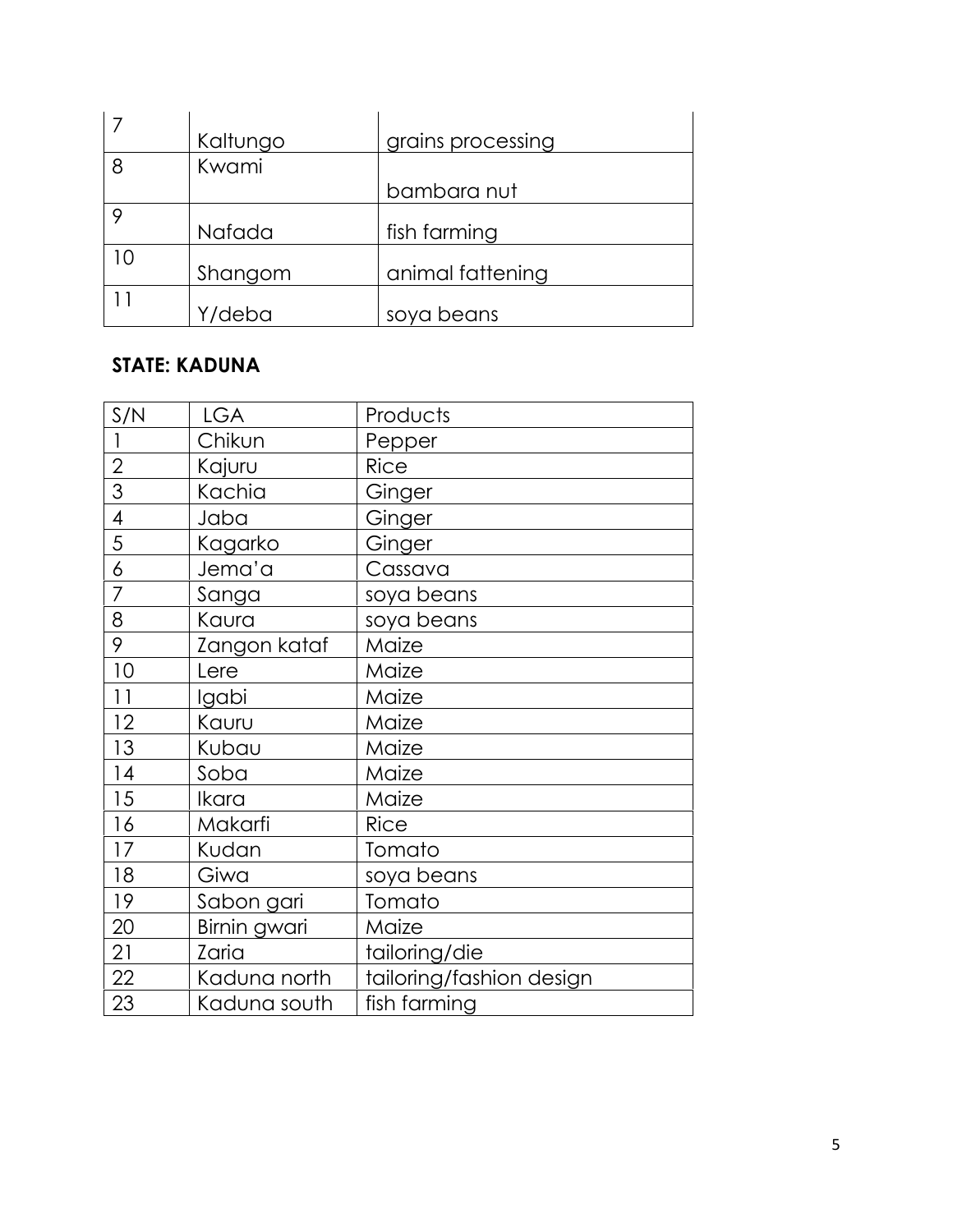| | | |
|---|---|---|
| 7 | Kaltungo | grains processing |
| 8 | Kwami | bambara nut |
| 9 | Nafada | fish farming |
| 10 | Shangom | animal fattening |
| 11 | Y/deba | soya beans |

**STATE: KADUNA**

| S/N | LGA | Products |
|---|---|---|
| 1 | Chikun | Pepper |
| 2 | Kajuru | Rice |
| 3 | Kachia | Ginger |
| 4 | Jaba | Ginger |
| 5 | Kagarko | Ginger |
| 6 | Jema'a | Cassava |
| 7 | Sanga | soya beans |
| 8 | Kaura | soya beans |
| 9 | Zangon kataf | Maize |
| 10 | Lere | Maize |
| 11 | Igabi | Maize |
| 12 | Kauru | Maize |
| 13 | Kubau | Maize |
| 14 | Soba | Maize |
| 15 | Ikara | Maize |
| 16 | Makarfi | Rice |
| 17 | Kudan | Tomato |
| 18 | Giwa | soya beans |
| 19 | Sabon gari | Tomato |
| 20 | Birnin gwari | Maize |
| 21 | Zaria | tailoring/die |
| 22 | Kaduna north | tailoring/fashion design |
| 23 | Kaduna south | fish farming |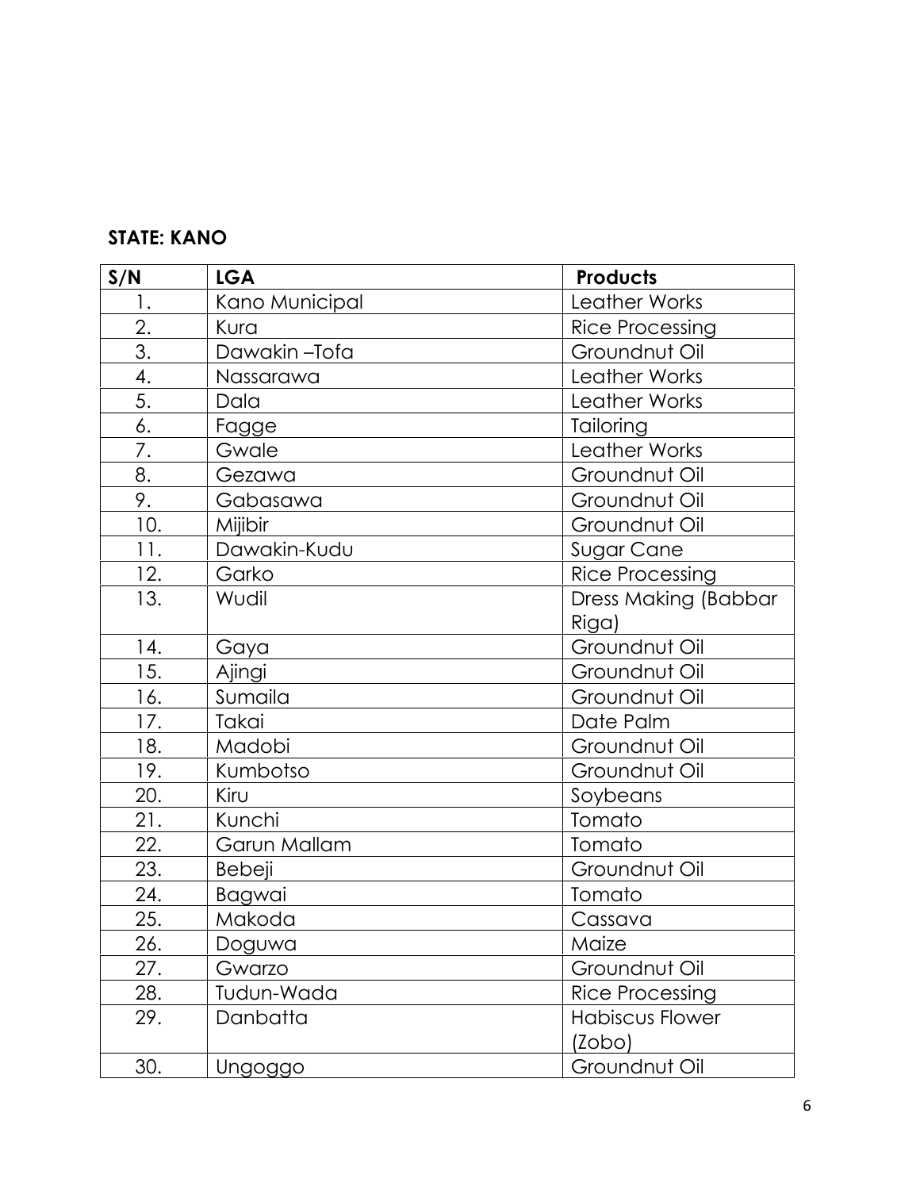**STATE: KANO**

| S/N | LGA | Products |
|---|---|---|
| 1. | Kano Municipal | Leather Works |
| 2. | Kura | Rice Processing |
| 3. | Dawakin –Tofa | Groundnut Oil |
| 4. | Nassarawa | Leather Works |
| 5. | Dala | Leather Works |
| 6. | Fagge | Tailoring |
| 7. | Gwale | Leather Works |
| 8. | Gezawa | Groundnut Oil |
| 9. | Gabasawa | Groundnut Oil |
| 10. | Mijibir | Groundnut Oil |
| 11. | Dawakin-Kudu | Sugar Cane |
| 12. | Garko | Rice Processing |
| 13. | Wudil | Dress Making (Babbar Riga) |
| 14. | Gaya | Groundnut Oil |
| 15. | Ajingi | Groundnut Oil |
| 16. | Sumaila | Groundnut Oil |
| 17. | Takai | Date Palm |
| 18. | Madobi | Groundnut Oil |
| 19. | Kumbotso | Groundnut Oil |
| 20. | Kiru | Soybeans |
| 21. | Kunchi | Tomato |
| 22. | Garun Mallam | Tomato |
| 23. | Bebeji | Groundnut Oil |
| 24. | Bagwai | Tomato |
| 25. | Makoda | Cassava |
| 26. | Doguwa | Maize |
| 27. | Gwarzo | Groundnut Oil |
| 28. | Tudun-Wada | Rice Processing |
| 29. | Danbatta | Habiscus Flower (Zobo) |
| 30. | Ungoggo | Groundnut Oil |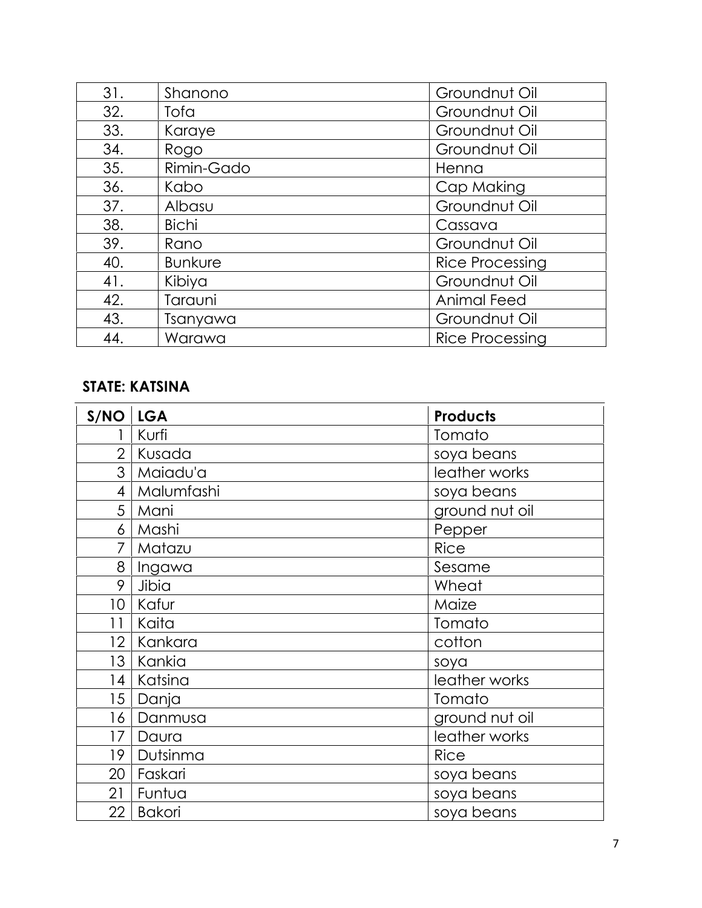| | | |
|---|---|---|
| 31. | Shanono | Groundnut Oil |
| 32. | Tofa | Groundnut Oil |
| 33. | Karaye | Groundnut Oil |
| 34. | Rogo | Groundnut Oil |
| 35. | Rimin-Gado | Henna |
| 36. | Kabo | Cap Making |
| 37. | Albasu | Groundnut Oil |
| 38. | Bichi | Cassava |
| 39. | Rano | Groundnut Oil |
| 40. | Bunkure | Rice Processing |
| 41. | Kibiya | Groundnut Oil |
| 42. | Tarauni | Animal Feed |
| 43. | Tsanyawa | Groundnut Oil |
| 44. | Warawa | Rice Processing |

**STATE: KATSINA**

| S/NO | LGA | Products |
|---|---|---|
| 1 | Kurfi | Tomato |
| 2 | Kusada | soya beans |
| 3 | Maiadu'a | leather works |
| 4 | Malumfashi | soya beans |
| 5 | Mani | ground nut oil |
| 6 | Mashi | Pepper |
| 7 | Matazu | Rice |
| 8 | Ingawa | Sesame |
| 9 | Jibia | Wheat |
| 10 | Kafur | Maize |
| 11 | Kaita | Tomato |
| 12 | Kankara | cotton |
| 13 | Kankia | soya |
| 14 | Katsina | leather works |
| 15 | Danja | Tomato |
| 16 | Danmusa | ground nut oil |
| 17 | Daura | leather works |
| 19 | Dutsinma | Rice |
| 20 | Faskari | soya beans |
| 21 | Funtua | soya beans |
| 22 | Bakori | soya beans |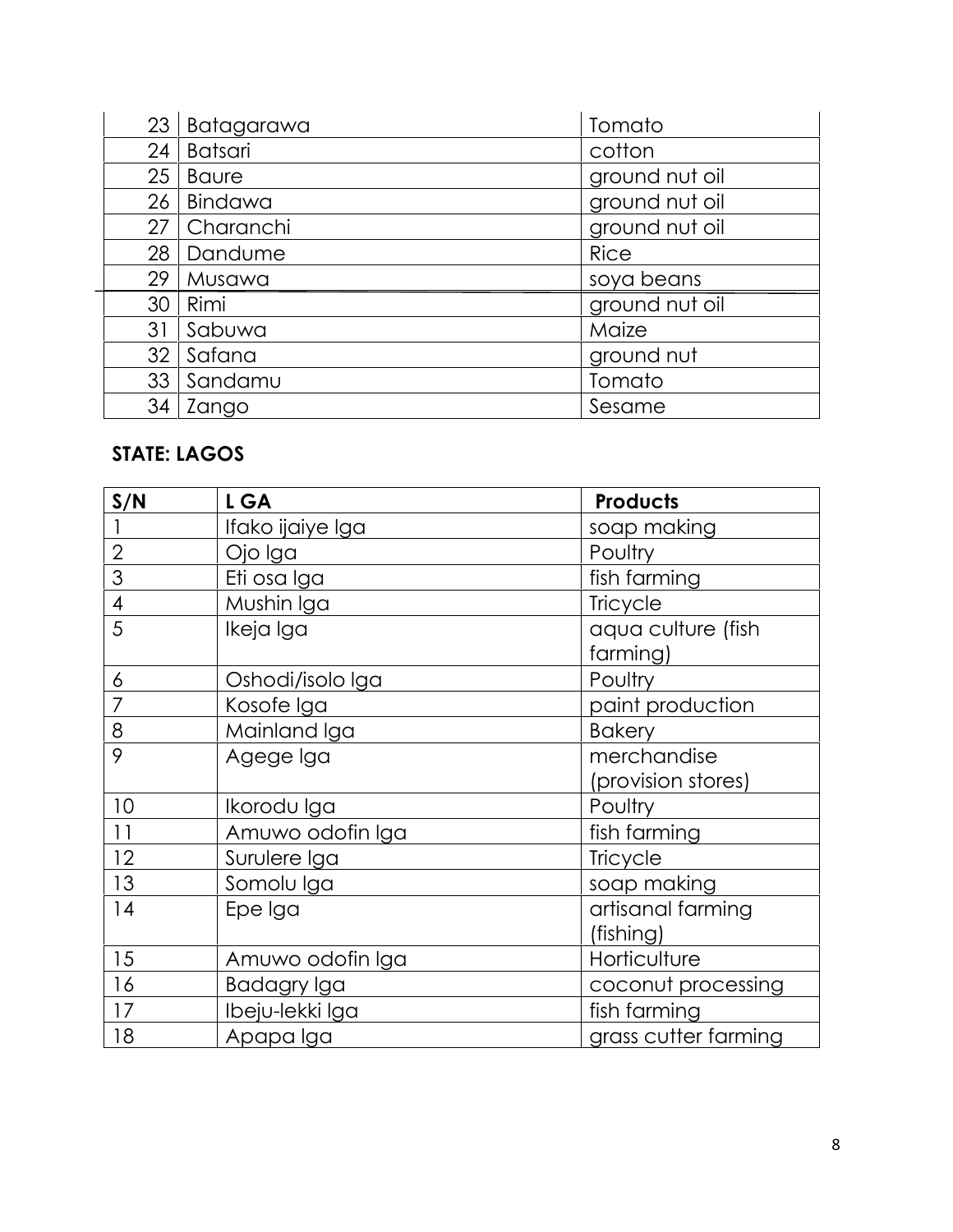| | | |
|---|---|---|
| 23 | Batagarawa | Tomato |
| 24 | Batsari | cotton |
| 25 | Baure | ground nut oil |
| 26 | Bindawa | ground nut oil |
| 27 | Charanchi | ground nut oil |
| 28 | Dandume | Rice |
| 29 | Musawa | soya beans |
| 30 | Rimi | ground nut oil |
| 31 | Sabuwa | Maize |
| 32 | Safana | ground nut |
| 33 | Sandamu | Tomato |
| 34 | Zango | Sesame |

**STATE: LAGOS**

| S/N | L GA | Products |
|---|---|---|
| 1 | Ifako ijaiye lga | soap making |
| 2 | Ojo lga | Poultry |
| 3 | Eti osa lga | fish farming |
| 4 | Mushin lga | Tricycle |
| 5 | Ikeja lga | aqua culture (fish farming) |
| 6 | Oshodi/isolo lga | Poultry |
| 7 | Kosofe lga | paint production |
| 8 | Mainland lga | Bakery |
| 9 | Agege lga | merchandise (provision stores) |
| 10 | Ikorodu lga | Poultry |
| 11 | Amuwo odofin lga | fish farming |
| 12 | Surulere lga | Tricycle |
| 13 | Somolu lga | soap making |
| 14 | Epe lga | artisanal farming (fishing) |
| 15 | Amuwo odofin lga | Horticulture |
| 16 | Badagry lga | coconut processing |
| 17 | Ibeju-lekki lga | fish farming |
| 18 | Apapa lga | grass cutter farming |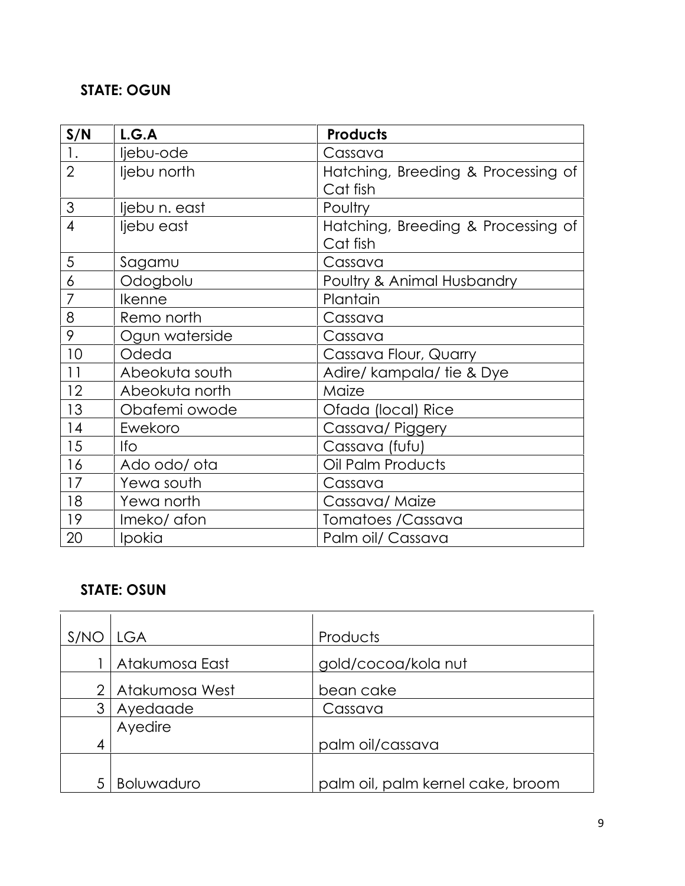**STATE: OGUN**

| S/N | L.G.A | Products |
|---|---|---|
| 1. | Ijebu-ode | Cassava |
| 2 | Ijebu north | Hatching, Breeding & Processing of Cat fish |
| 3 | Ijebu n. east | Poultry |
| 4 | Ijebu east | Hatching, Breeding & Processing of Cat fish |
| 5 | Sagamu | Cassava |
| 6 | Odogbolu | Poultry & Animal Husbandry |
| 7 | Ikenne | Plantain |
| 8 | Remo north | Cassava |
| 9 | Ogun waterside | Cassava |
| 10 | Odeda | Cassava Flour, Quarry |
| 11 | Abeokuta south | Adire/ kampala/ tie & Dye |
| 12 | Abeokuta north | Maize |
| 13 | Obafemi owode | Ofada (local) Rice |
| 14 | Ewekoro | Cassava/ Piggery |
| 15 | Ifo | Cassava (fufu) |
| 16 | Ado odo/ ota | Oil Palm Products |
| 17 | Yewa south | Cassava |
| 18 | Yewa north | Cassava/ Maize |
| 19 | Imeko/ afon | Tomatoes /Cassava |
| 20 | Ipokia | Palm oil/ Cassava |

**STATE: OSUN**

| S/NO | LGA | Products |
|---|---|---|
| 1 | Atakumosa East | gold/cocoa/kola nut |
| 2 | Atakumosa West | bean cake |
| 3 | Ayedaade | Cassava |
| 4 | Ayedire | palm oil/cassava |
| 5 | Boluwaduro | palm oil, palm kernel cake, broom |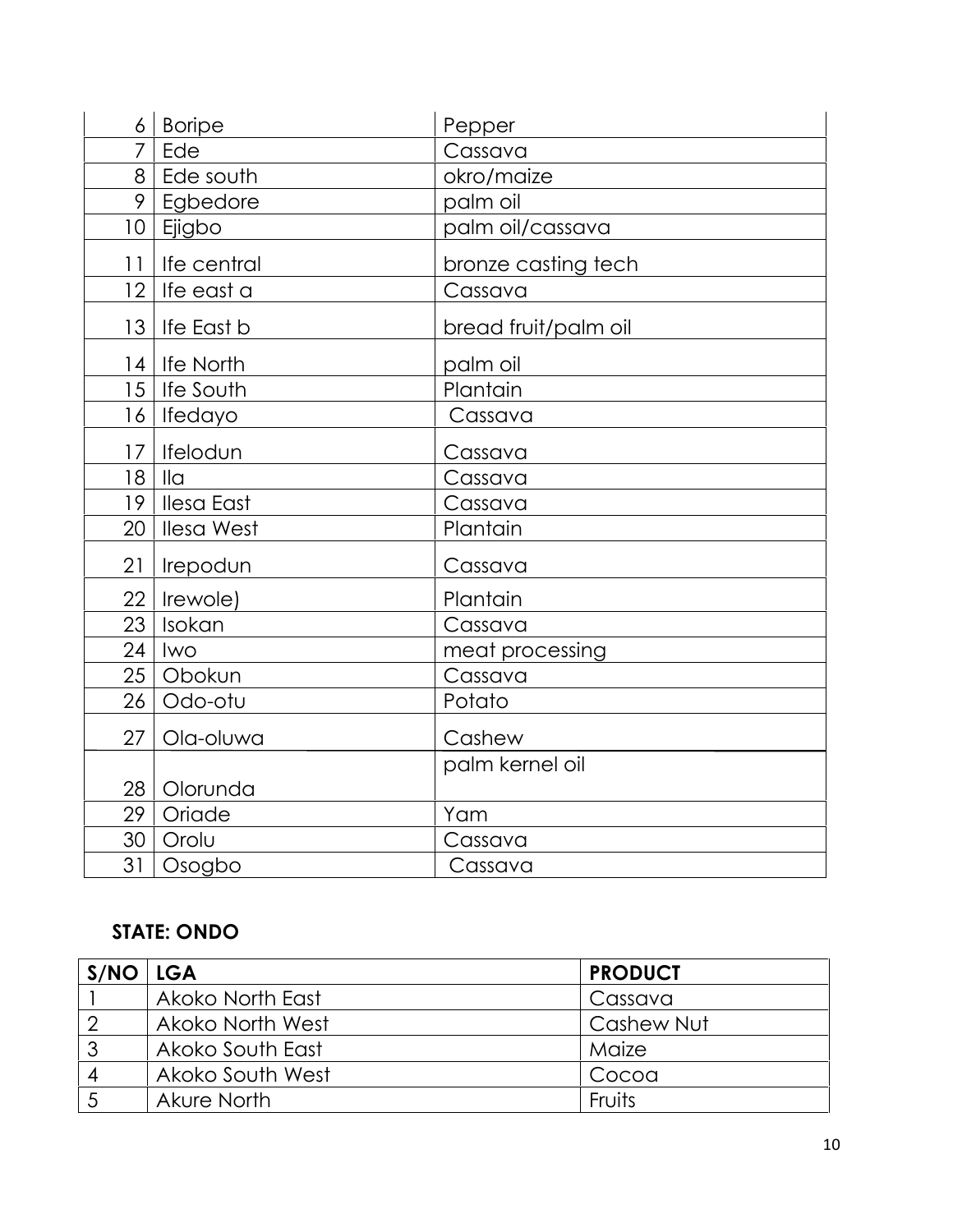| | | |
|---|---|---|
| 6 | Boripe | Pepper |
| 7 | Ede | Cassava |
| 8 | Ede south | okro/maize |
| 9 | Egbedore | palm oil |
| 10 | Ejigbo | palm oil/cassava |
| 11 | Ife central | bronze casting tech |
| 12 | Ife east a | Cassava |
| 13 | Ife East b | bread fruit/palm oil |
| 14 | Ife North | palm oil |
| 15 | Ife South | Plantain |
| 16 | Ifedayo | Cassava |
| 17 | Ifelodun | Cassava |
| 18 | Ila | Cassava |
| 19 | Ilesa East | Cassava |
| 20 | Ilesa West | Plantain |
| 21 | Irepodun | Cassava |
| 22 | Irewole) | Plantain |
| 23 | Isokan | Cassava |
| 24 | Iwo | meat processing |
| 25 | Obokun | Cassava |
| 26 | Odo-otu | Potato |
| 27 | Ola-oluwa | Cashew |
| 28 | Olorunda | palm kernel oil |
| 29 | Oriade | Yam |
| 30 | Orolu | Cassava |
| 31 | Osogbo | Cassava |

**STATE: ONDO**

| S/NO | LGA | PRODUCT |
|---|---|---|
| 1 | Akoko North East | Cassava |
| 2 | Akoko North West | Cashew Nut |
| 3 | Akoko South East | Maize |
| 4 | Akoko South West | Cocoa |
| 5 | Akure North | Fruits |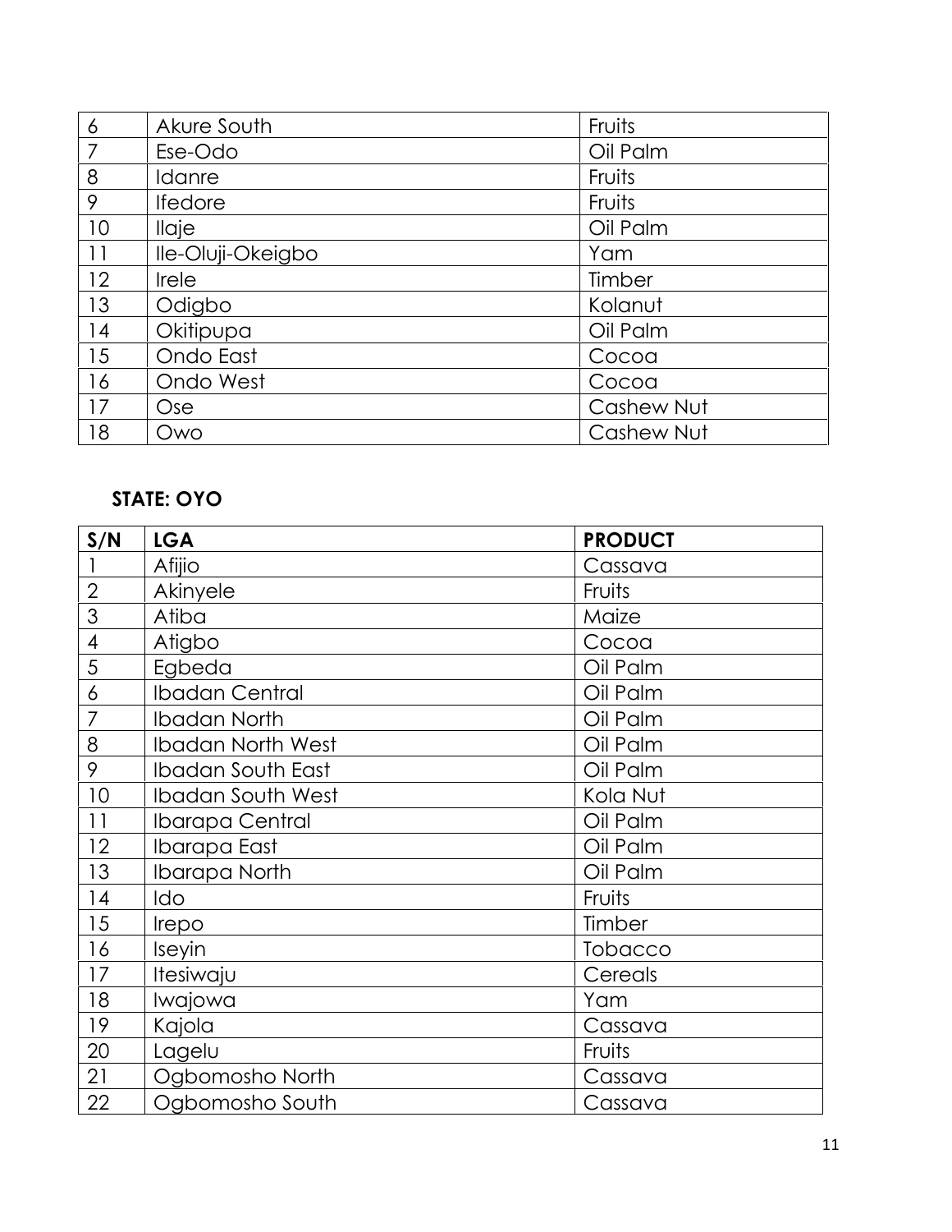| | | |
|---|---|---|
| 6 | Akure South | Fruits |
| 7 | Ese-Odo | Oil Palm |
| 8 | Idanre | Fruits |
| 9 | Ifedore | Fruits |
| 10 | Ilaje | Oil Palm |
| 11 | Ile-Oluji-Okeigbo | Yam |
| 12 | Irele | Timber |
| 13 | Odigbo | Kolanut |
| 14 | Okitipupa | Oil Palm |
| 15 | Ondo East | Cocoa |
| 16 | Ondo West | Cocoa |
| 17 | Ose | Cashew Nut |
| 18 | Owo | Cashew Nut |

**STATE: OYO**

| S/N | LGA | PRODUCT |
|---|---|---|
| 1 | Afijio | Cassava |
| 2 | Akinyele | Fruits |
| 3 | Atiba | Maize |
| 4 | Atigbo | Cocoa |
| 5 | Egbeda | Oil Palm |
| 6 | Ibadan Central | Oil Palm |
| 7 | Ibadan North | Oil Palm |
| 8 | Ibadan North West | Oil Palm |
| 9 | Ibadan South East | Oil Palm |
| 10 | Ibadan South West | Kola Nut |
| 11 | Ibarapa Central | Oil Palm |
| 12 | Ibarapa East | Oil Palm |
| 13 | Ibarapa North | Oil Palm |
| 14 | Ido | Fruits |
| 15 | Irepo | Timber |
| 16 | Iseyin | Tobacco |
| 17 | Itesiwaju | Cereals |
| 18 | Iwajowa | Yam |
| 19 | Kajola | Cassava |
| 20 | Lagelu | Fruits |
| 21 | Ogbomosho North | Cassava |
| 22 | Ogbomosho South | Cassava |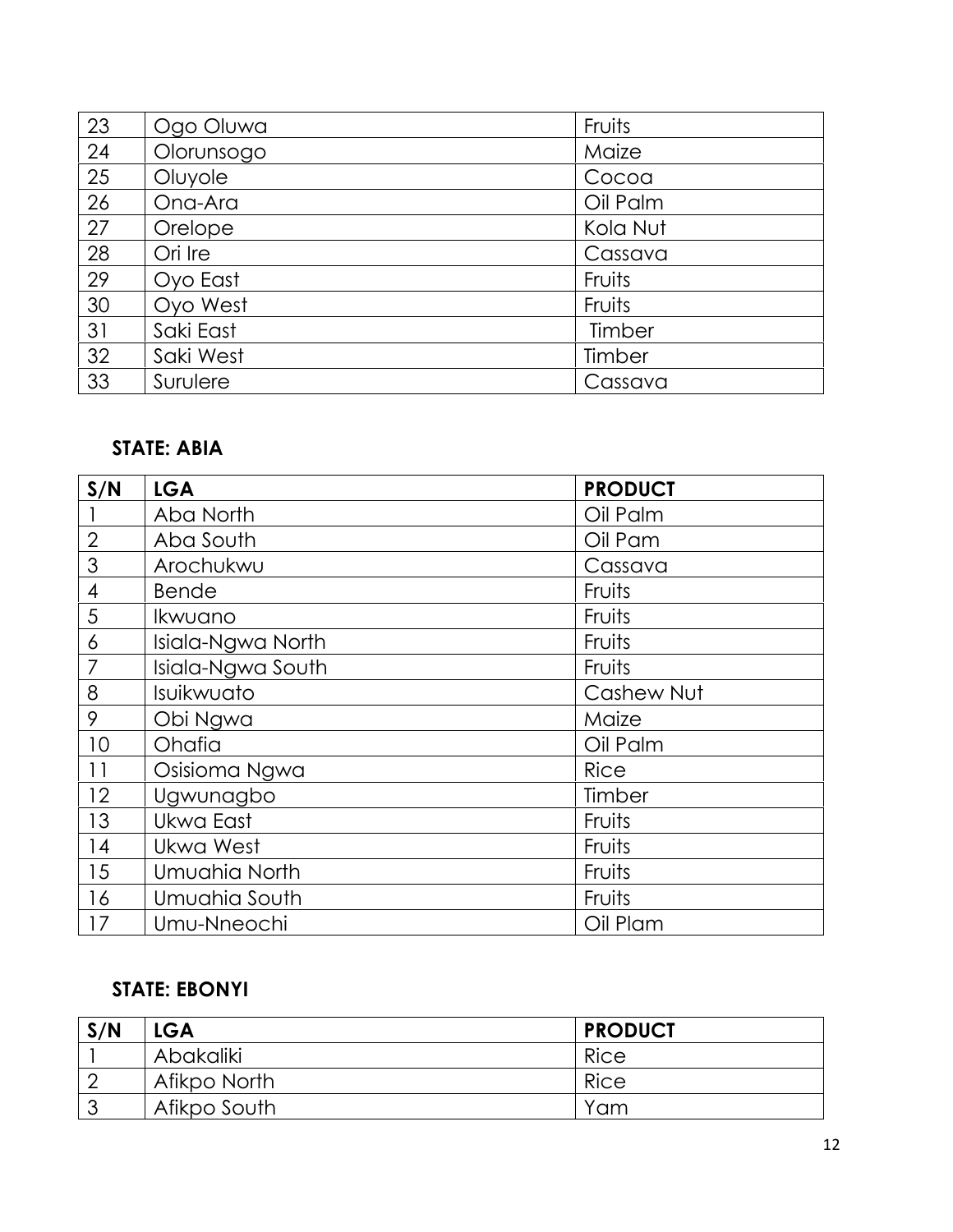| | | |
|---|---|---|
| 23 | Ogo Oluwa | Fruits |
| 24 | Olorunsogo | Maize |
| 25 | Oluyole | Cocoa |
| 26 | Ona-Ara | Oil Palm |
| 27 | Orelope | Kola Nut |
| 28 | Ori Ire | Cassava |
| 29 | Oyo East | Fruits |
| 30 | Oyo West | Fruits |
| 31 | Saki East | Timber |
| 32 | Saki West | Timber |
| 33 | Surulere | Cassava |

**STATE: ABIA**

| S/N | LGA | PRODUCT |
|---|---|---|
| 1 | Aba North | Oil Palm |
| 2 | Aba South | Oil Pam |
| 3 | Arochukwu | Cassava |
| 4 | Bende | Fruits |
| 5 | Ikwuano | Fruits |
| 6 | Isiala-Ngwa North | Fruits |
| 7 | Isiala-Ngwa South | Fruits |
| 8 | Isuikwuato | Cashew Nut |
| 9 | Obi Ngwa | Maize |
| 10 | Ohafia | Oil Palm |
| 11 | Osisioma Ngwa | Rice |
| 12 | Ugwunagbo | Timber |
| 13 | Ukwa East | Fruits |
| 14 | Ukwa West | Fruits |
| 15 | Umuahia North | Fruits |
| 16 | Umuahia South | Fruits |
| 17 | Umu-Nneochi | Oil Plam |

**STATE: EBONYI**

| S/N | LGA | PRODUCT |
|---|---|---|
| 1 | Abakaliki | Rice |
| 2 | Afikpo North | Rice |
| 3 | Afikpo South | Yam |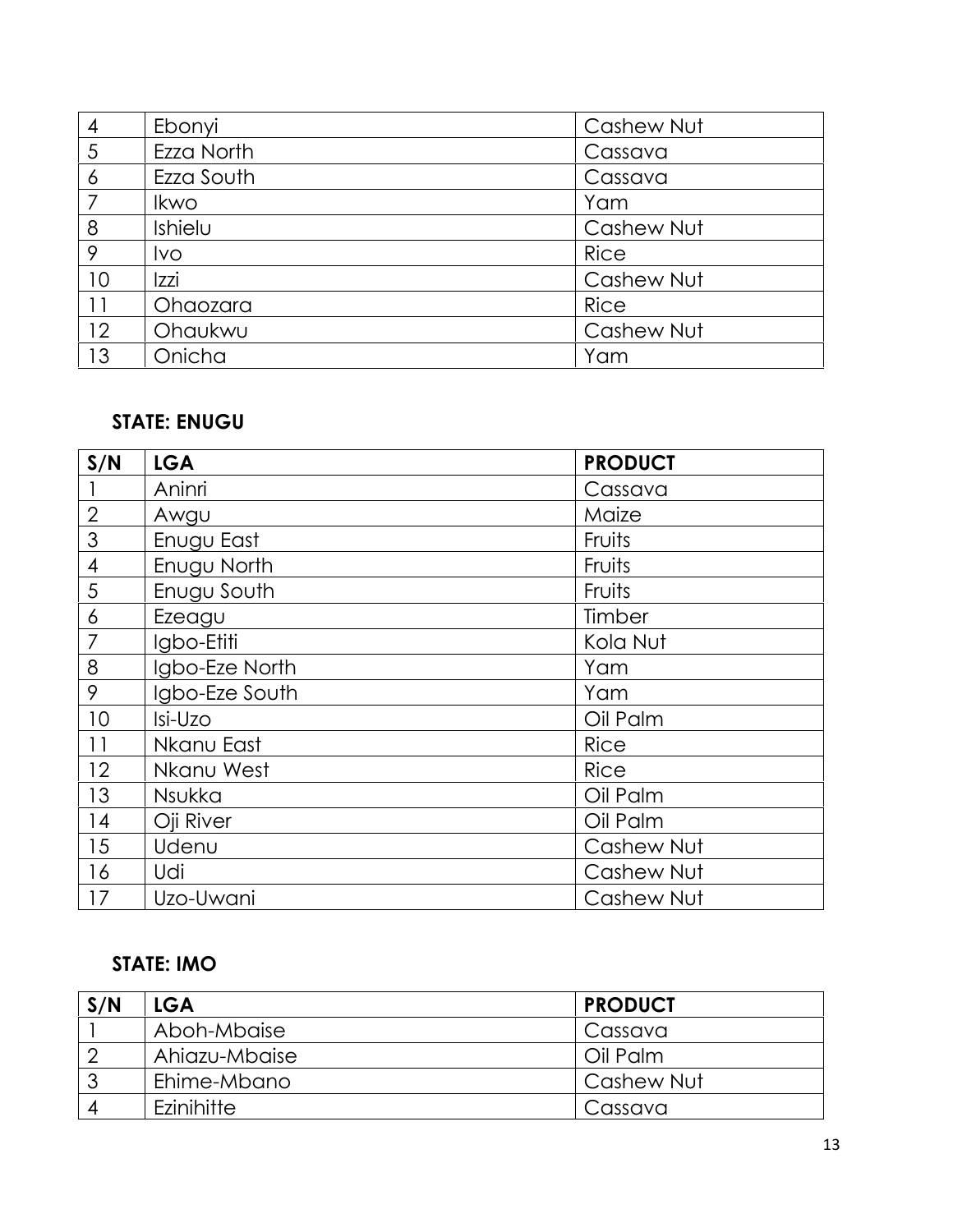| 4 | Ebonyi | Cashew Nut |
|---|---|---|
| 5 | Ezza North | Cassava |
| 6 | Ezza South | Cassava |
| 7 | Ikwo | Yam |
| 8 | Ishielu | Cashew Nut |
| 9 | Ivo | Rice |
| 10 | Izzi | Cashew Nut |
| 11 | Ohaozara | Rice |
| 12 | Ohaukwu | Cashew Nut |
| 13 | Onicha | Yam |

**STATE: ENUGU**

| S/N | LGA | PRODUCT |
|---|---|---|
| 1 | Aninri | Cassava |
| 2 | Awgu | Maize |
| 3 | Enugu East | Fruits |
| 4 | Enugu North | Fruits |
| 5 | Enugu South | Fruits |
| 6 | Ezeagu | Timber |
| 7 | Igbo-Etiti | Kola Nut |
| 8 | Igbo-Eze North | Yam |
| 9 | Igbo-Eze South | Yam |
| 10 | Isi-Uzo | Oil Palm |
| 11 | Nkanu East | Rice |
| 12 | Nkanu West | Rice |
| 13 | Nsukka | Oil Palm |
| 14 | Oji River | Oil Palm |
| 15 | Udenu | Cashew Nut |
| 16 | Udi | Cashew Nut |
| 17 | Uzo-Uwani | Cashew Nut |

**STATE: IMO**

| S/N | LGA | PRODUCT |
|---|---|---|
| 1 | Aboh-Mbaise | Cassava |
| 2 | Ahiazu-Mbaise | Oil Palm |
| 3 | Ehime-Mbano | Cashew Nut |
| 4 | Ezinihitte | Cassava |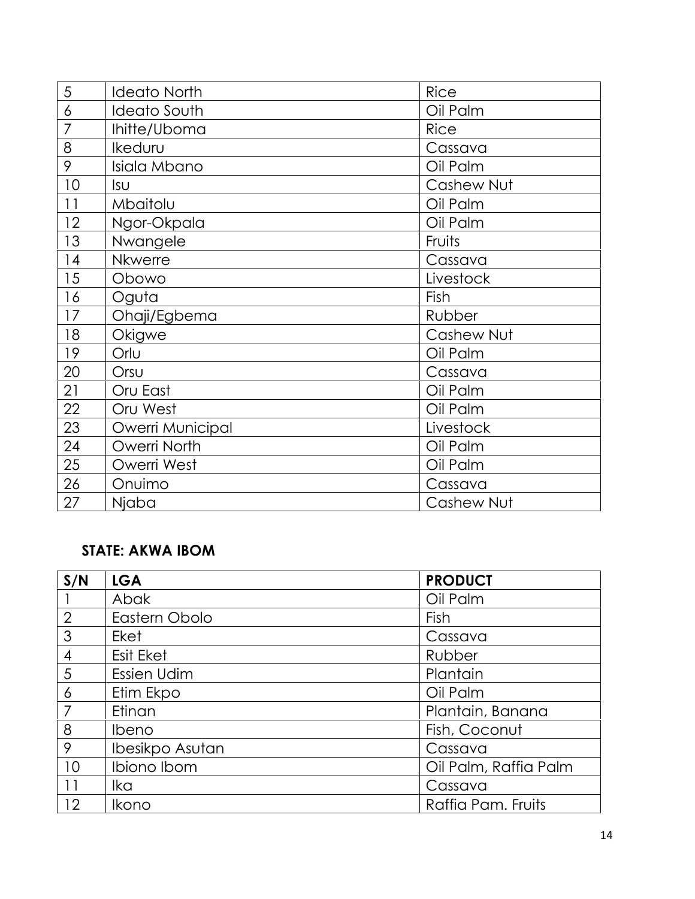| | | |
|---|---|---|
| 5 | Ideato North | Rice |
| 6 | Ideato South | Oil Palm |
| 7 | Ihitte/Uboma | Rice |
| 8 | Ikeduru | Cassava |
| 9 | Isiala Mbano | Oil Palm |
| 10 | Isu | Cashew Nut |
| 11 | Mbaitolu | Oil Palm |
| 12 | Ngor-Okpala | Oil Palm |
| 13 | Nwangele | Fruits |
| 14 | Nkwerre | Cassava |
| 15 | Obowo | Livestock |
| 16 | Oguta | Fish |
| 17 | Ohaji/Egbema | Rubber |
| 18 | Okigwe | Cashew Nut |
| 19 | Orlu | Oil Palm |
| 20 | Orsu | Cassava |
| 21 | Oru East | Oil Palm |
| 22 | Oru West | Oil Palm |
| 23 | Owerri Municipal | Livestock |
| 24 | Owerri North | Oil Palm |
| 25 | Owerri West | Oil Palm |
| 26 | Onuimo | Cassava |
| 27 | Njaba | Cashew Nut |

### STATE: AKWA IBOM

| S/N | LGA | PRODUCT |
|---|---|---|
| 1 | Abak | Oil Palm |
| 2 | Eastern Obolo | Fish |
| 3 | Eket | Cassava |
| 4 | Esit Eket | Rubber |
| 5 | Essien Udim | Plantain |
| 6 | Etim Ekpo | Oil Palm |
| 7 | Etinan | Plantain, Banana |
| 8 | Ibeno | Fish, Coconut |
| 9 | Ibesikpo Asutan | Cassava |
| 10 | Ibiono Ibom | Oil Palm, Raffia Palm |
| 11 | Ika | Cassava |
| 12 | Ikono | Raffia Pam. Fruits |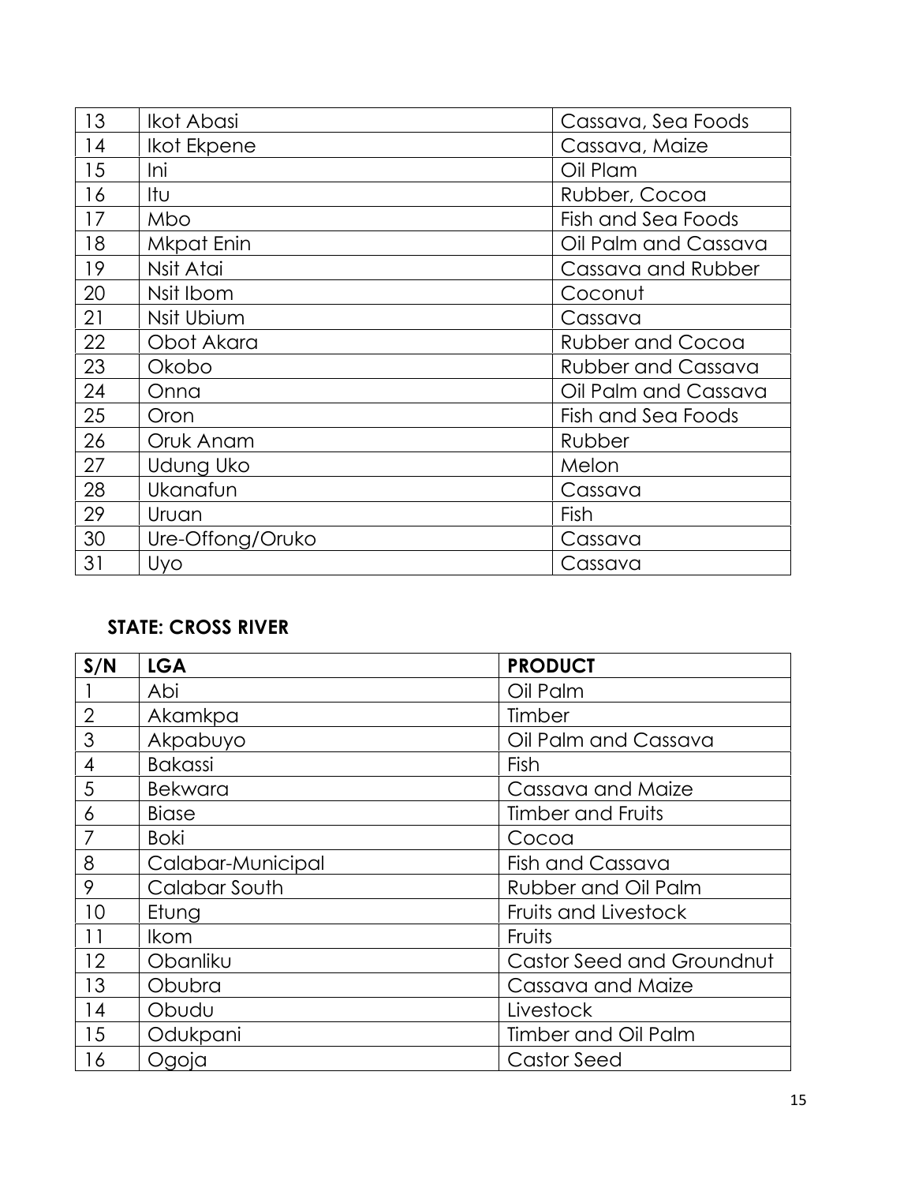| | | |
|---|---|---|
| 13 | Ikot Abasi | Cassava, Sea Foods |
| 14 | Ikot Ekpene | Cassava, Maize |
| 15 | Ini | Oil Plam |
| 16 | Itu | Rubber, Cocoa |
| 17 | Mbo | Fish and Sea Foods |
| 18 | Mkpat Enin | Oil Palm and Cassava |
| 19 | Nsit Atai | Cassava and Rubber |
| 20 | Nsit Ibom | Coconut |
| 21 | Nsit Ubium | Cassava |
| 22 | Obot Akara | Rubber and Cocoa |
| 23 | Okobo | Rubber and Cassava |
| 24 | Onna | Oil Palm and Cassava |
| 25 | Oron | Fish and Sea Foods |
| 26 | Oruk Anam | Rubber |
| 27 | Udung Uko | Melon |
| 28 | Ukanafun | Cassava |
| 29 | Uruan | Fish |
| 30 | Ure-Offong/Oruko | Cassava |
| 31 | Uyo | Cassava |

**STATE: CROSS RIVER**

| S/N | LGA | PRODUCT |
|---|---|---|
| 1 | Abi | Oil Palm |
| 2 | Akamkpa | Timber |
| 3 | Akpabuyo | Oil Palm and Cassava |
| 4 | Bakassi | Fish |
| 5 | Bekwara | Cassava and Maize |
| 6 | Biase | Timber and Fruits |
| 7 | Boki | Cocoa |
| 8 | Calabar-Municipal | Fish and Cassava |
| 9 | Calabar South | Rubber and Oil Palm |
| 10 | Etung | Fruits and Livestock |
| 11 | Ikom | Fruits |
| 12 | Obanliku | Castor Seed and Groundnut |
| 13 | Obubra | Cassava and Maize |
| 14 | Obudu | Livestock |
| 15 | Odukpani | Timber and Oil Palm |
| 16 | Ogoja | Castor Seed |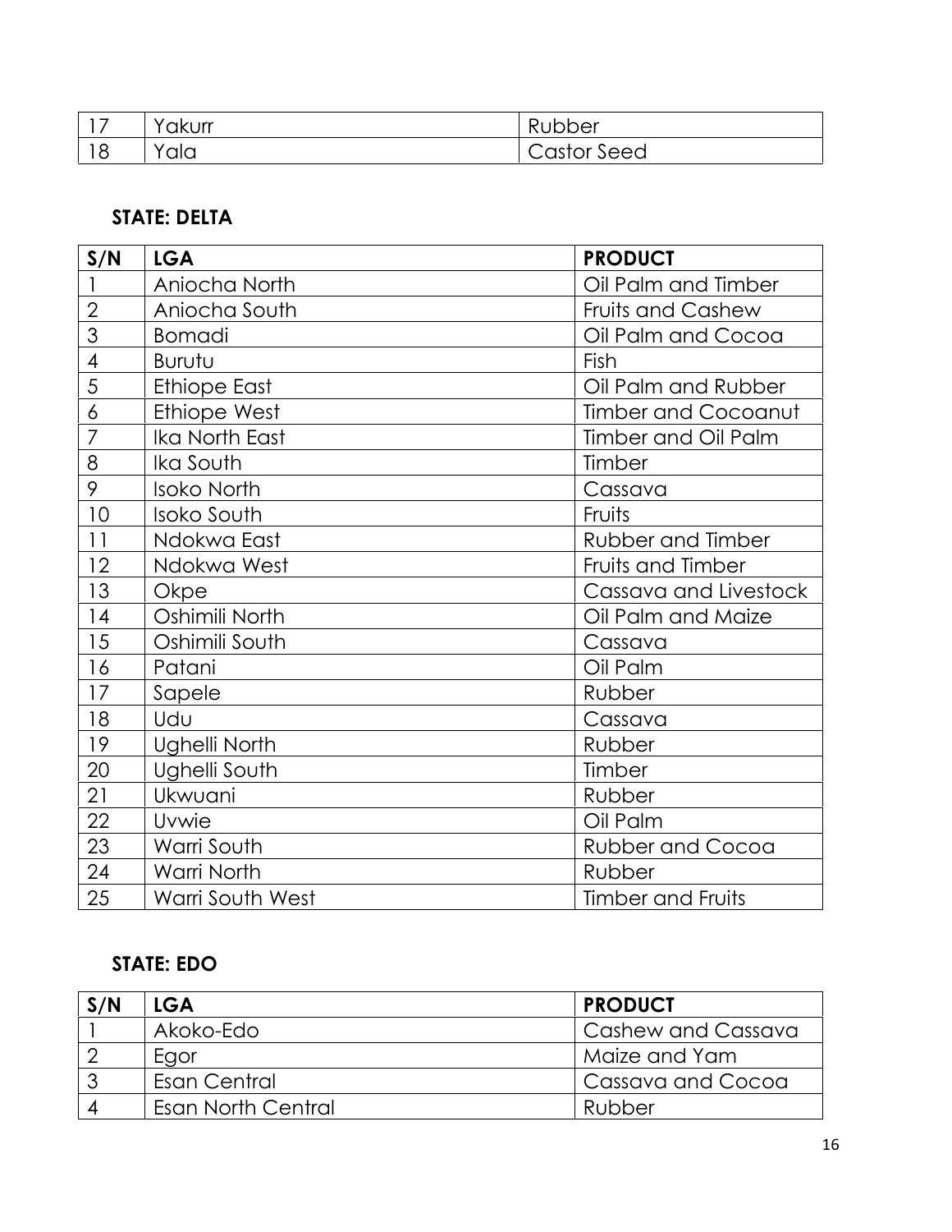| | | |
|---|---|---|
| 17 | Yakurr | Rubber |
| 18 | Yala | Castor Seed |

**STATE: DELTA**

| S/N | LGA | PRODUCT |
|---|---|---|
| 1 | Aniocha North | Oil Palm and Timber |
| 2 | Aniocha South | Fruits and Cashew |
| 3 | Bomadi | Oil Palm and Cocoa |
| 4 | Burutu | Fish |
| 5 | Ethiope East | Oil Palm and Rubber |
| 6 | Ethiope West | Timber and Cocoanut |
| 7 | Ika North East | Timber and Oil Palm |
| 8 | Ika South | Timber |
| 9 | Isoko North | Cassava |
| 10 | Isoko South | Fruits |
| 11 | Ndokwa East | Rubber and Timber |
| 12 | Ndokwa West | Fruits and Timber |
| 13 | Okpe | Cassava and Livestock |
| 14 | Oshimili North | Oil Palm and Maize |
| 15 | Oshimili South | Cassava |
| 16 | Patani | Oil Palm |
| 17 | Sapele | Rubber |
| 18 | Udu | Cassava |
| 19 | Ughelli North | Rubber |
| 20 | Ughelli South | Timber |
| 21 | Ukwuani | Rubber |
| 22 | Uvwie | Oil Palm |
| 23 | Warri South | Rubber and Cocoa |
| 24 | Warri North | Rubber |
| 25 | Warri South West | Timber and Fruits |

**STATE: EDO**

| S/N | LGA | PRODUCT |
|---|---|---|
| 1 | Akoko-Edo | Cashew and Cassava |
| 2 | Egor | Maize and Yam |
| 3 | Esan Central | Cassava and Cocoa |
| 4 | Esan North Central | Rubber |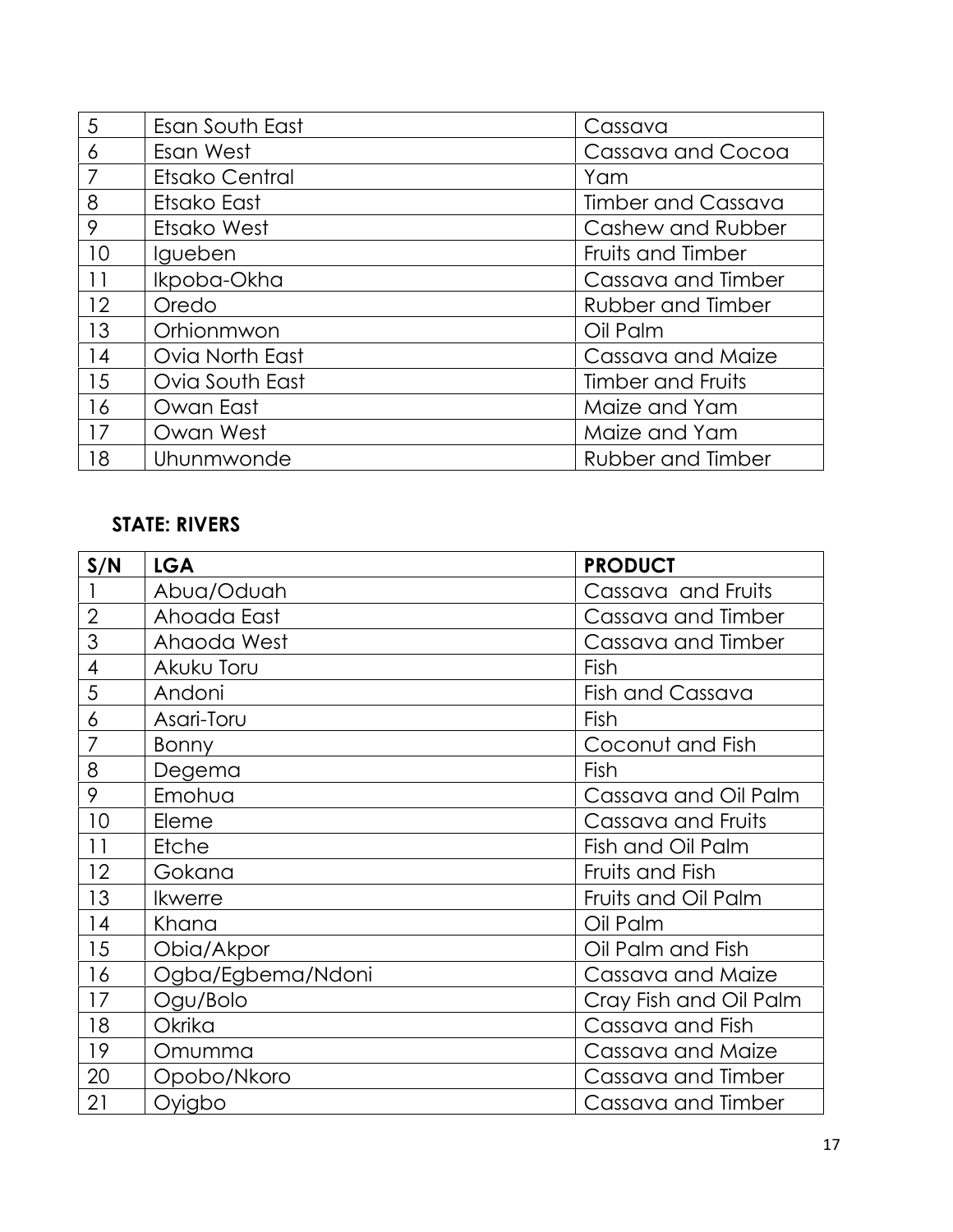| | | |
|---|---|---|
| 5 | Esan South East | Cassava |
| 6 | Esan West | Cassava and Cocoa |
| 7 | Etsako Central | Yam |
| 8 | Etsako East | Timber and Cassava |
| 9 | Etsako West | Cashew and Rubber |
| 10 | Igueben | Fruits and Timber |
| 11 | Ikpoba-Okha | Cassava and Timber |
| 12 | Oredo | Rubber and Timber |
| 13 | Orhionmwon | Oil Palm |
| 14 | Ovia North East | Cassava and Maize |
| 15 | Ovia South East | Timber and Fruits |
| 16 | Owan East | Maize and Yam |
| 17 | Owan West | Maize and Yam |
| 18 | Uhunmwonde | Rubber and Timber |

**STATE: RIVERS**

| S/N | LGA | PRODUCT |
|---|---|---|
| 1 | Abua/Oduah | Cassava and Fruits |
| 2 | Ahoada East | Cassava and Timber |
| 3 | Ahaoda West | Cassava and Timber |
| 4 | Akuku Toru | Fish |
| 5 | Andoni | Fish and Cassava |
| 6 | Asari-Toru | Fish |
| 7 | Bonny | Coconut and Fish |
| 8 | Degema | Fish |
| 9 | Emohua | Cassava and Oil Palm |
| 10 | Eleme | Cassava and Fruits |
| 11 | Etche | Fish and Oil Palm |
| 12 | Gokana | Fruits and Fish |
| 13 | Ikwerre | Fruits and Oil Palm |
| 14 | Khana | Oil Palm |
| 15 | Obia/Akpor | Oil Palm and Fish |
| 16 | Ogba/Egbema/Ndoni | Cassava and Maize |
| 17 | Ogu/Bolo | Cray Fish and Oil Palm |
| 18 | Okrika | Cassava and Fish |
| 19 | Omumma | Cassava and Maize |
| 20 | Opobo/Nkoro | Cassava and Timber |
| 21 | Oyigbo | Cassava and Timber |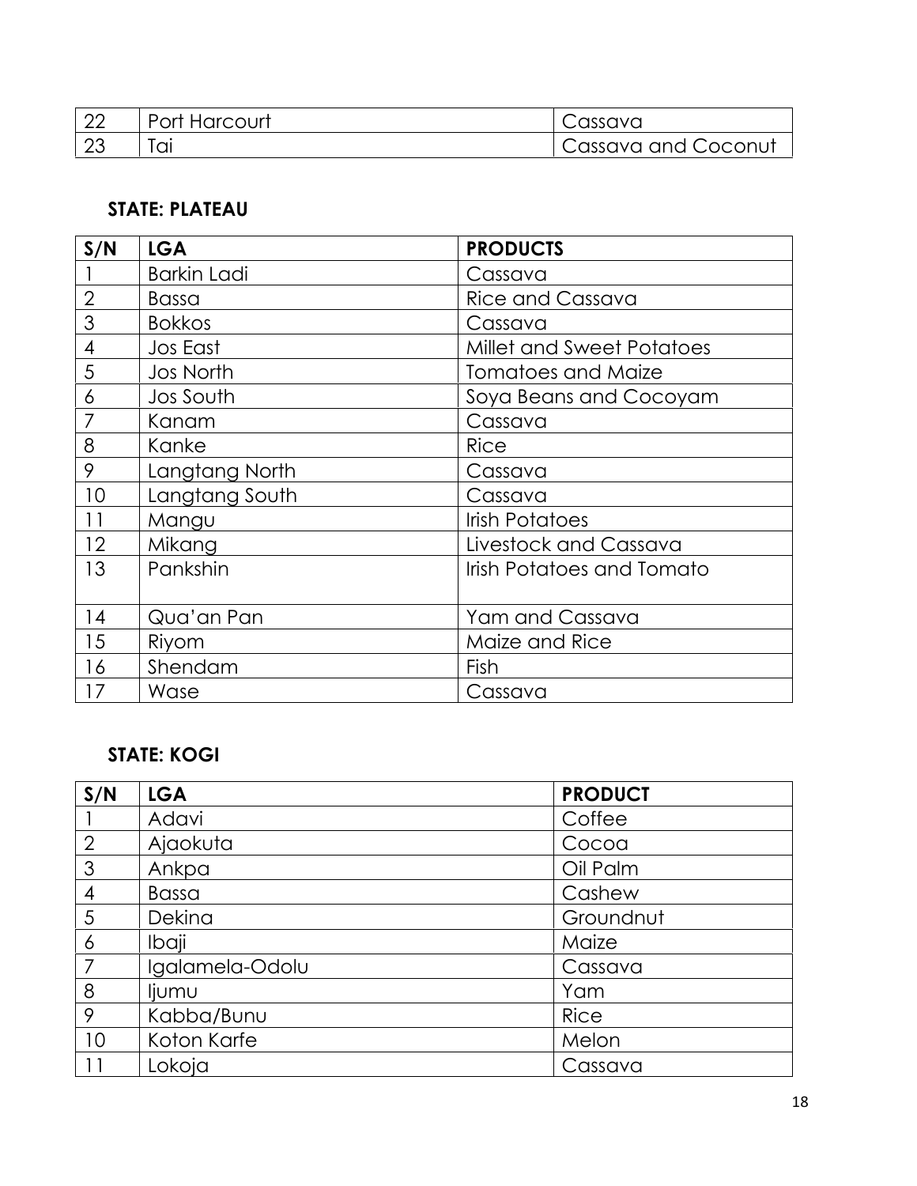| | | |
|---|---|---|
| 22 | Port Harcourt | Cassava |
| 23 | Tai | Cassava and Coconut |

**STATE: PLATEAU**

| S/N | LGA | PRODUCTS |
|---|---|---|
| 1 | Barkin Ladi | Cassava |
| 2 | Bassa | Rice and Cassava |
| 3 | Bokkos | Cassava |
| 4 | Jos East | Millet and Sweet Potatoes |
| 5 | Jos North | Tomatoes and Maize |
| 6 | Jos South | Soya Beans and Cocoyam |
| 7 | Kanam | Cassava |
| 8 | Kanke | Rice |
| 9 | Langtang North | Cassava |
| 10 | Langtang South | Cassava |
| 11 | Mangu | Irish Potatoes |
| 12 | Mikang | Livestock and Cassava |
| 13 | Pankshin | Irish Potatoes and Tomato |
| 14 | Qua'an Pan | Yam and Cassava |
| 15 | Riyom | Maize and Rice |
| 16 | Shendam | Fish |
| 17 | Wase | Cassava |

**STATE: KOGI**

| S/N | LGA | PRODUCT |
|---|---|---|
| 1 | Adavi | Coffee |
| 2 | Ajaokuta | Cocoa |
| 3 | Ankpa | Oil Palm |
| 4 | Bassa | Cashew |
| 5 | Dekina | Groundnut |
| 6 | Ibaji | Maize |
| 7 | Igalamela-Odolu | Cassava |
| 8 | Ijumu | Yam |
| 9 | Kabba/Bunu | Rice |
| 10 | Koton Karfe | Melon |
| 11 | Lokoja | Cassava |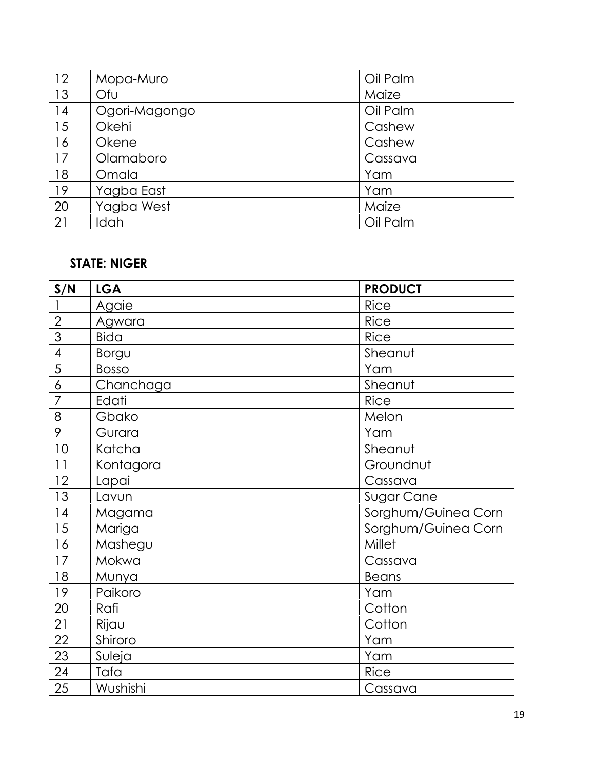| | | |
|---|---|---|
| 12 | Mopa-Muro | Oil Palm |
| 13 | Ofu | Maize |
| 14 | Ogori-Magongo | Oil Palm |
| 15 | Okehi | Cashew |
| 16 | Okene | Cashew |
| 17 | Olamaboro | Cassava |
| 18 | Omala | Yam |
| 19 | Yagba East | Yam |
| 20 | Yagba West | Maize |
| 21 | Idah | Oil Palm |

**STATE: NIGER**

| S/N | LGA | PRODUCT |
|---|---|---|
| 1 | Agaie | Rice |
| 2 | Agwara | Rice |
| 3 | Bida | Rice |
| 4 | Borgu | Sheanut |
| 5 | Bosso | Yam |
| 6 | Chanchaga | Sheanut |
| 7 | Edati | Rice |
| 8 | Gbako | Melon |
| 9 | Gurara | Yam |
| 10 | Katcha | Sheanut |
| 11 | Kontagora | Groundnut |
| 12 | Lapai | Cassava |
| 13 | Lavun | Sugar Cane |
| 14 | Magama | Sorghum/Guinea Corn |
| 15 | Mariga | Sorghum/Guinea Corn |
| 16 | Mashegu | Millet |
| 17 | Mokwa | Cassava |
| 18 | Munya | Beans |
| 19 | Paikoro | Yam |
| 20 | Rafi | Cotton |
| 21 | Rijau | Cotton |
| 22 | Shiroro | Yam |
| 23 | Suleja | Yam |
| 24 | Tafa | Rice |
| 25 | Wushishi | Cassava |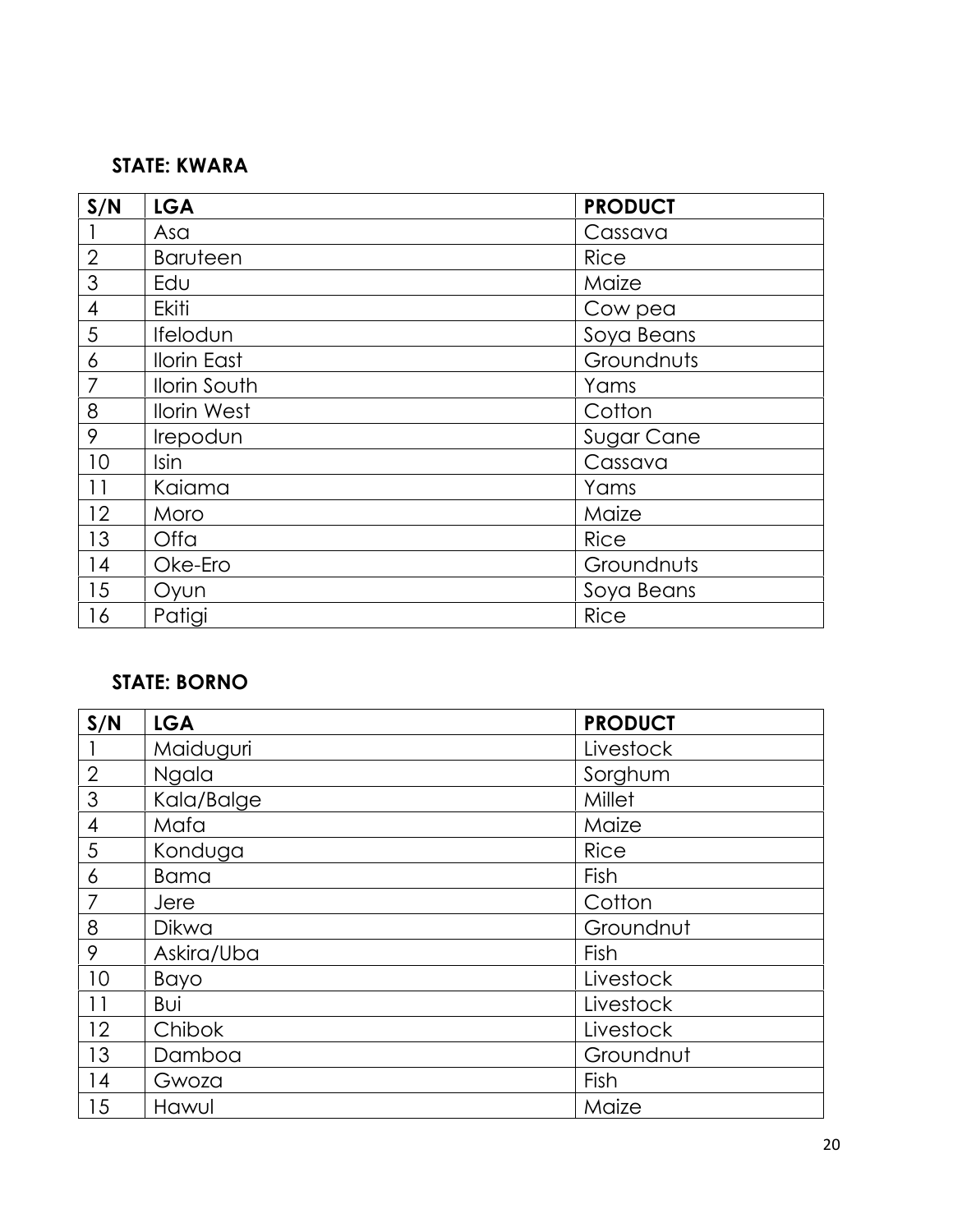**STATE: KWARA**

| S/N | LGA | PRODUCT |
|---|---|---|
| 1 | Asa | Cassava |
| 2 | Baruteen | Rice |
| 3 | Edu | Maize |
| 4 | Ekiti | Cow pea |
| 5 | Ifelodun | Soya Beans |
| 6 | Ilorin East | Groundnuts |
| 7 | Ilorin South | Yams |
| 8 | Ilorin West | Cotton |
| 9 | Irepodun | Sugar Cane |
| 10 | Isin | Cassava |
| 11 | Kaiama | Yams |
| 12 | Moro | Maize |
| 13 | Offa | Rice |
| 14 | Oke-Ero | Groundnuts |
| 15 | Oyun | Soya Beans |
| 16 | Patigi | Rice |

**STATE: BORNO**

| S/N | LGA | PRODUCT |
|---|---|---|
| 1 | Maiduguri | Livestock |
| 2 | Ngala | Sorghum |
| 3 | Kala/Balge | Millet |
| 4 | Mafa | Maize |
| 5 | Konduga | Rice |
| 6 | Bama | Fish |
| 7 | Jere | Cotton |
| 8 | Dikwa | Groundnut |
| 9 | Askira/Uba | Fish |
| 10 | Bayo | Livestock |
| 11 | Bui | Livestock |
| 12 | Chibok | Livestock |
| 13 | Damboa | Groundnut |
| 14 | Gwoza | Fish |
| 15 | Hawul | Maize |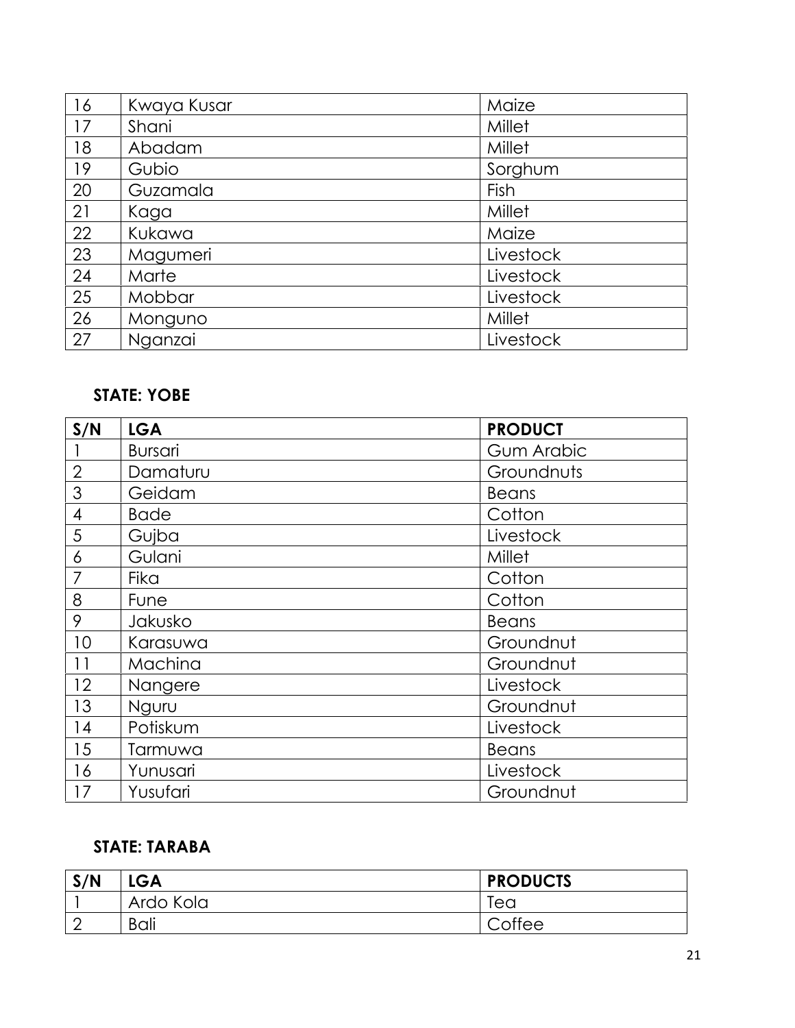| | | |
|---|---|---|
| 16 | Kwaya Kusar | Maize |
| 17 | Shani | Millet |
| 18 | Abadam | Millet |
| 19 | Gubio | Sorghum |
| 20 | Guzamala | Fish |
| 21 | Kaga | Millet |
| 22 | Kukawa | Maize |
| 23 | Magumeri | Livestock |
| 24 | Marte | Livestock |
| 25 | Mobbar | Livestock |
| 26 | Monguno | Millet |
| 27 | Nganzai | Livestock |

**STATE: YOBE**

| S/N | LGA | PRODUCT |
|---|---|---|
| 1 | Bursari | Gum Arabic |
| 2 | Damaturu | Groundnuts |
| 3 | Geidam | Beans |
| 4 | Bade | Cotton |
| 5 | Gujba | Livestock |
| 6 | Gulani | Millet |
| 7 | Fika | Cotton |
| 8 | Fune | Cotton |
| 9 | Jakusko | Beans |
| 10 | Karasuwa | Groundnut |
| 11 | Machina | Groundnut |
| 12 | Nangere | Livestock |
| 13 | Nguru | Groundnut |
| 14 | Potiskum | Livestock |
| 15 | Tarmuwa | Beans |
| 16 | Yunusari | Livestock |
| 17 | Yusufari | Groundnut |

**STATE: TARABA**

| S/N | LGA | PRODUCTS |
|---|---|---|
| 1 | Ardo Kola | Tea |
| 2 | Bali | Coffee |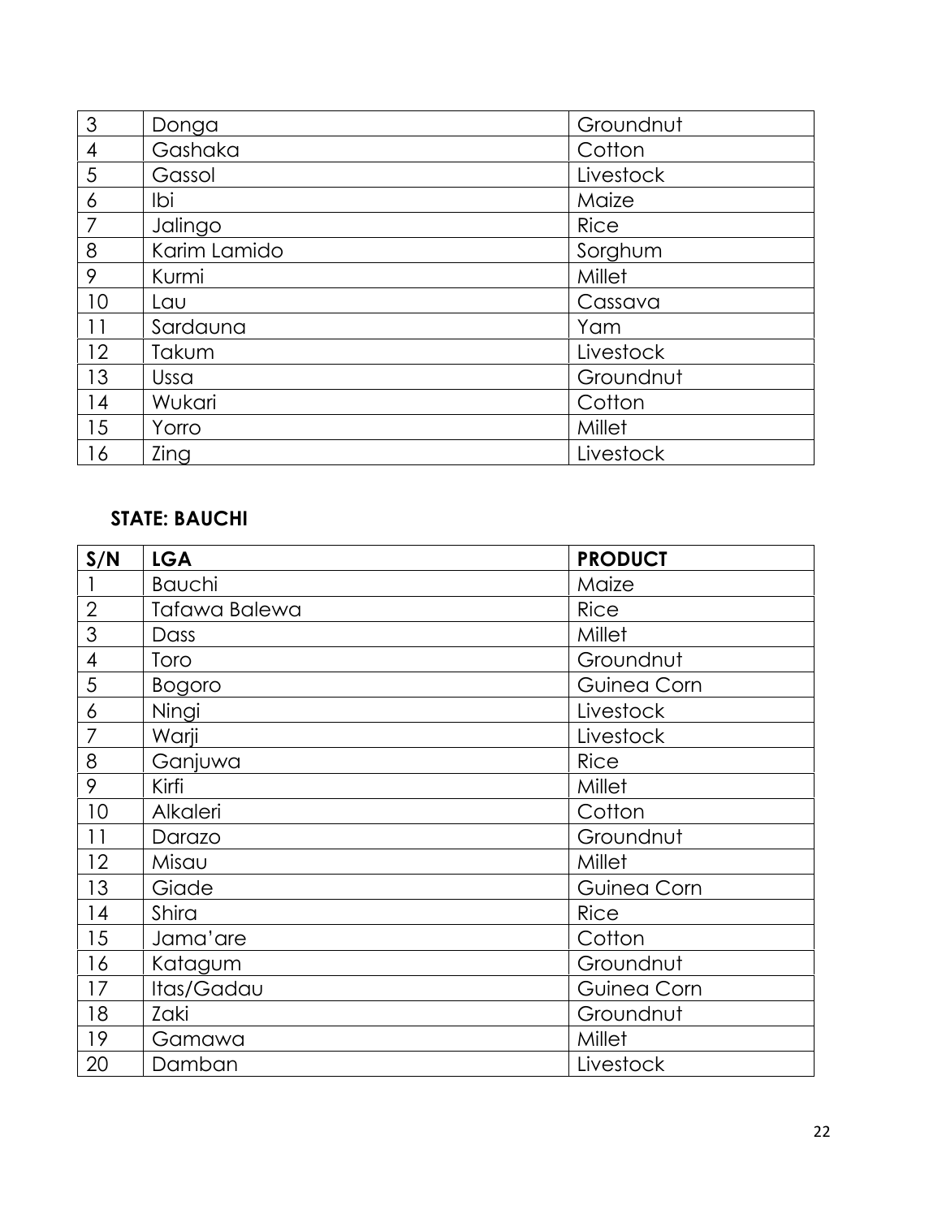| | | |
|---|---|---|
| 3 | Donga | Groundnut |
| 4 | Gashaka | Cotton |
| 5 | Gassol | Livestock |
| 6 | Ibi | Maize |
| 7 | Jalingo | Rice |
| 8 | Karim Lamido | Sorghum |
| 9 | Kurmi | Millet |
| 10 | Lau | Cassava |
| 11 | Sardauna | Yam |
| 12 | Takum | Livestock |
| 13 | Ussa | Groundnut |
| 14 | Wukari | Cotton |
| 15 | Yorro | Millet |
| 16 | Zing | Livestock |

**STATE: BAUCHI**

| S/N | LGA | PRODUCT |
|---|---|---|
| 1 | Bauchi | Maize |
| 2 | Tafawa Balewa | Rice |
| 3 | Dass | Millet |
| 4 | Toro | Groundnut |
| 5 | Bogoro | Guinea Corn |
| 6 | Ningi | Livestock |
| 7 | Warji | Livestock |
| 8 | Ganjuwa | Rice |
| 9 | Kirfi | Millet |
| 10 | Alkaleri | Cotton |
| 11 | Darazo | Groundnut |
| 12 | Misau | Millet |
| 13 | Giade | Guinea Corn |
| 14 | Shira | Rice |
| 15 | Jama'are | Cotton |
| 16 | Katagum | Groundnut |
| 17 | Itas/Gadau | Guinea Corn |
| 18 | Zaki | Groundnut |
| 19 | Gamawa | Millet |
| 20 | Damban | Livestock |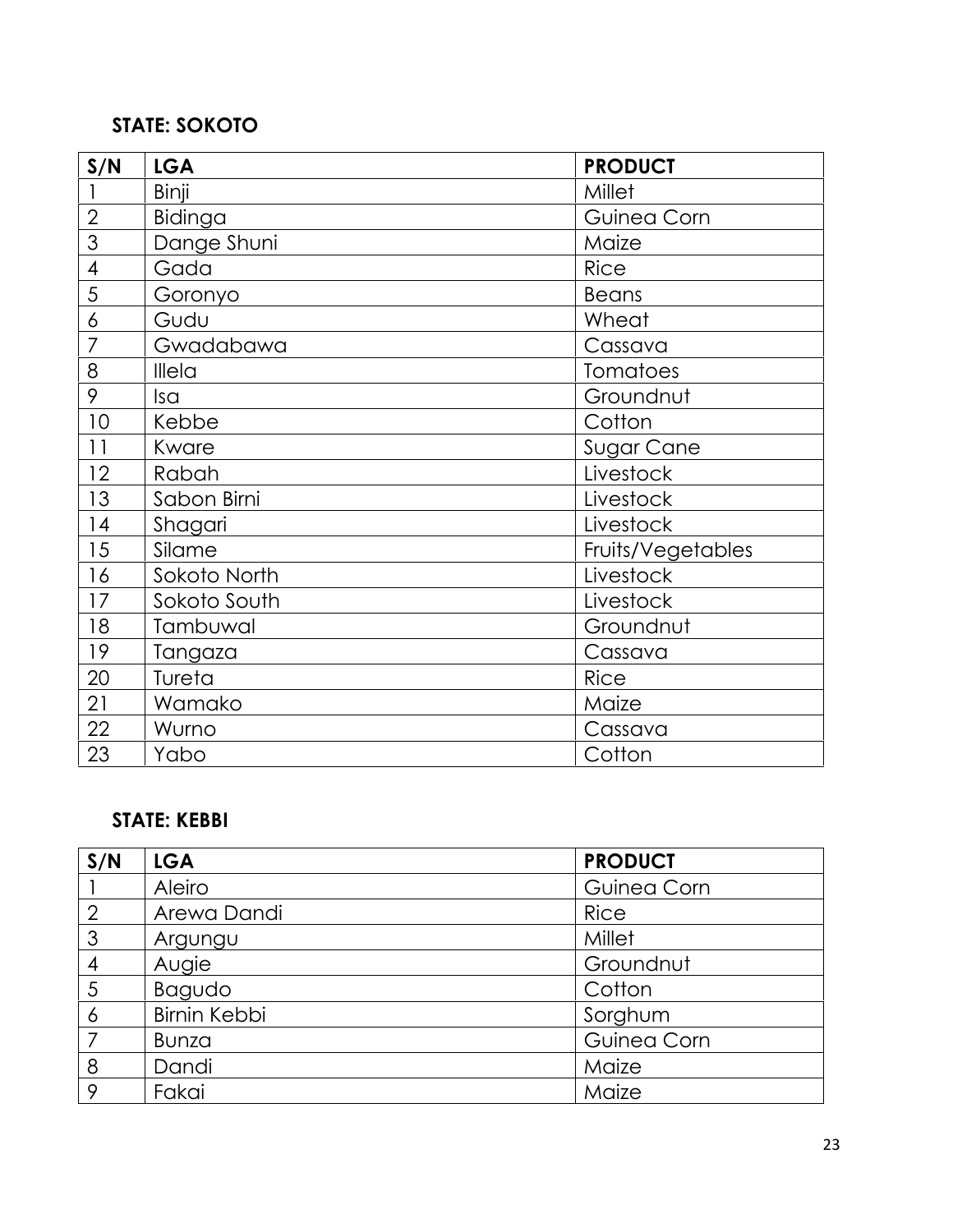**STATE: SOKOTO**

| S/N | LGA | PRODUCT |
|---|---|---|
| 1 | Binji | Millet |
| 2 | Bidinga | Guinea Corn |
| 3 | Dange Shuni | Maize |
| 4 | Gada | Rice |
| 5 | Goronyo | Beans |
| 6 | Gudu | Wheat |
| 7 | Gwadabawa | Cassava |
| 8 | Illela | Tomatoes |
| 9 | Isa | Groundnut |
| 10 | Kebbe | Cotton |
| 11 | Kware | Sugar Cane |
| 12 | Rabah | Livestock |
| 13 | Sabon Birni | Livestock |
| 14 | Shagari | Livestock |
| 15 | Silame | Fruits/Vegetables |
| 16 | Sokoto North | Livestock |
| 17 | Sokoto South | Livestock |
| 18 | Tambuwal | Groundnut |
| 19 | Tangaza | Cassava |
| 20 | Tureta | Rice |
| 21 | Wamako | Maize |
| 22 | Wurno | Cassava |
| 23 | Yabo | Cotton |

**STATE: KEBBI**

| S/N | LGA | PRODUCT |
|---|---|---|
| 1 | Aleiro | Guinea Corn |
| 2 | Arewa Dandi | Rice |
| 3 | Argungu | Millet |
| 4 | Augie | Groundnut |
| 5 | Bagudo | Cotton |
| 6 | Birnin Kebbi | Sorghum |
| 7 | Bunza | Guinea Corn |
| 8 | Dandi | Maize |
| 9 | Fakai | Maize |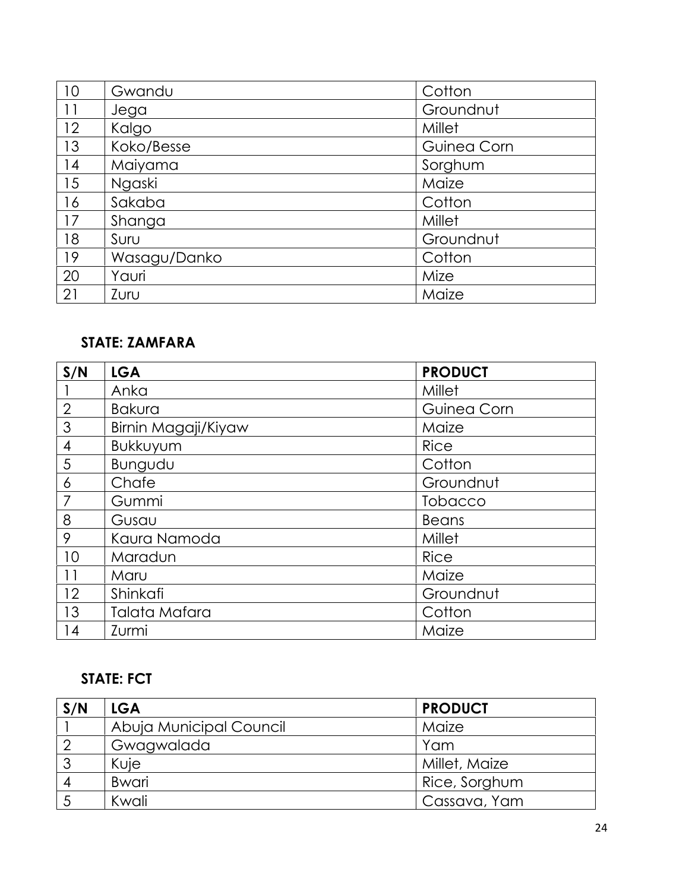| | | |
|---|---|---|
| 10 | Gwandu | Cotton |
| 11 | Jega | Groundnut |
| 12 | Kalgo | Millet |
| 13 | Koko/Besse | Guinea Corn |
| 14 | Maiyama | Sorghum |
| 15 | Ngaski | Maize |
| 16 | Sakaba | Cotton |
| 17 | Shanga | Millet |
| 18 | Suru | Groundnut |
| 19 | Wasagu/Danko | Cotton |
| 20 | Yauri | Mize |
| 21 | Zuru | Maize |

**STATE: ZAMFARA**

| S/N | LGA | PRODUCT |
|---|---|---|
| 1 | Anka | Millet |
| 2 | Bakura | Guinea Corn |
| 3 | Birnin Magaji/Kiyaw | Maize |
| 4 | Bukkuyum | Rice |
| 5 | Bungudu | Cotton |
| 6 | Chafe | Groundnut |
| 7 | Gummi | Tobacco |
| 8 | Gusau | Beans |
| 9 | Kaura Namoda | Millet |
| 10 | Maradun | Rice |
| 11 | Maru | Maize |
| 12 | Shinkafi | Groundnut |
| 13 | Talata Mafara | Cotton |
| 14 | Zurmi | Maize |

**STATE: FCT**

| S/N | LGA | PRODUCT |
|---|---|---|
| 1 | Abuja Municipal Council | Maize |
| 2 | Gwagwalada | Yam |
| 3 | Kuje | Millet, Maize |
| 4 | Bwari | Rice, Sorghum |
| 5 | Kwali | Cassava, Yam |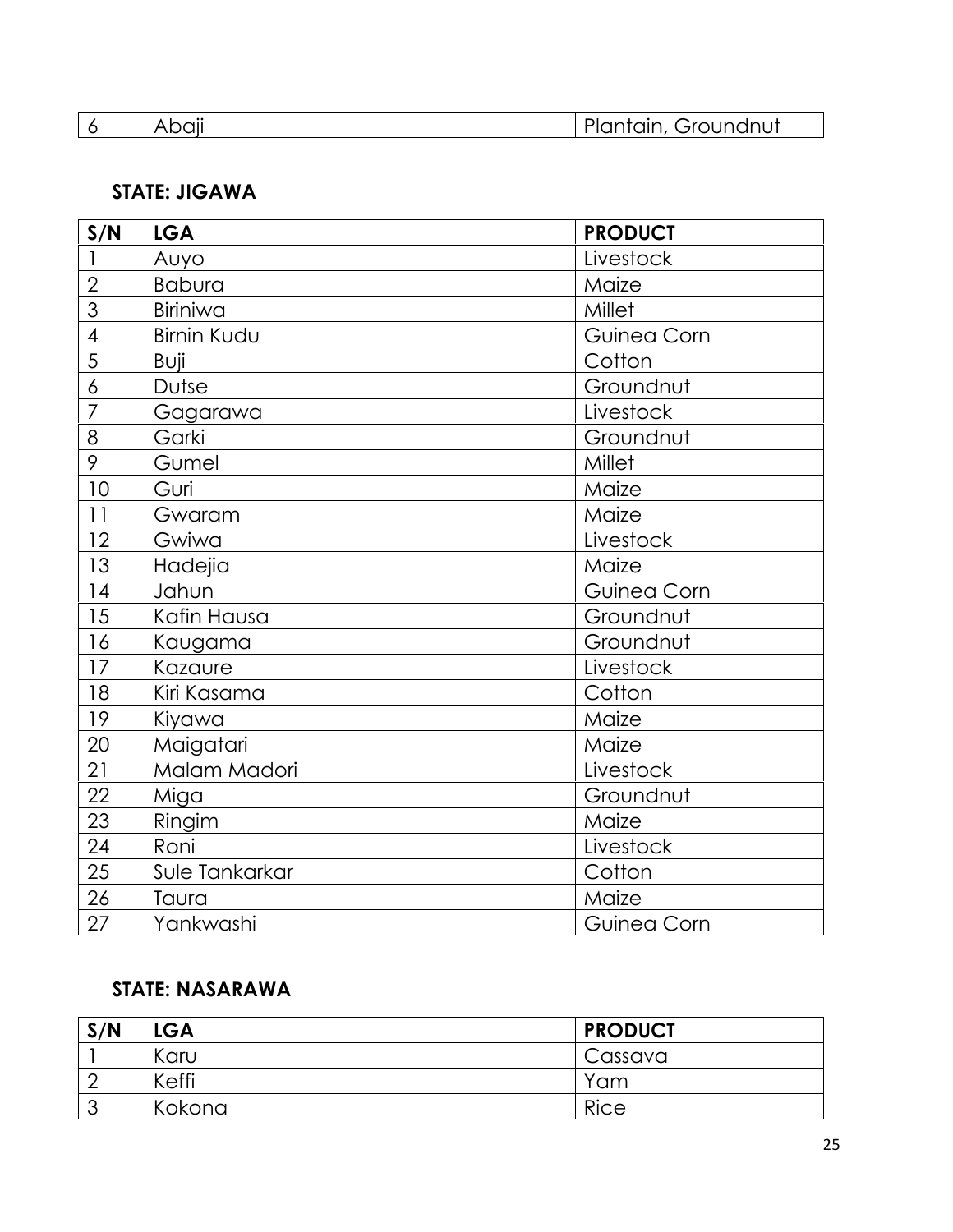| | | |
|---|---|---|
| 6 | Abaji | Plantain, Groundnut |

**STATE: JIGAWA**

| S/N | LGA | PRODUCT |
|---|---|---|
| 1 | Auyo | Livestock |
| 2 | Babura | Maize |
| 3 | Biriniwa | Millet |
| 4 | Birnin Kudu | Guinea Corn |
| 5 | Buji | Cotton |
| 6 | Dutse | Groundnut |
| 7 | Gagarawa | Livestock |
| 8 | Garki | Groundnut |
| 9 | Gumel | Millet |
| 10 | Guri | Maize |
| 11 | Gwaram | Maize |
| 12 | Gwiwa | Livestock |
| 13 | Hadejia | Maize |
| 14 | Jahun | Guinea Corn |
| 15 | Kafin Hausa | Groundnut |
| 16 | Kaugama | Groundnut |
| 17 | Kazaure | Livestock |
| 18 | Kiri Kasama | Cotton |
| 19 | Kiyawa | Maize |
| 20 | Maigatari | Maize |
| 21 | Malam Madori | Livestock |
| 22 | Miga | Groundnut |
| 23 | Ringim | Maize |
| 24 | Roni | Livestock |
| 25 | Sule Tankarkar | Cotton |
| 26 | Taura | Maize |
| 27 | Yankwashi | Guinea Corn |

**STATE: NASARAWA**

| S/N | LGA | PRODUCT |
|---|---|---|
| 1 | Karu | Cassava |
| 2 | Keffi | Yam |
| 3 | Kokona | Rice |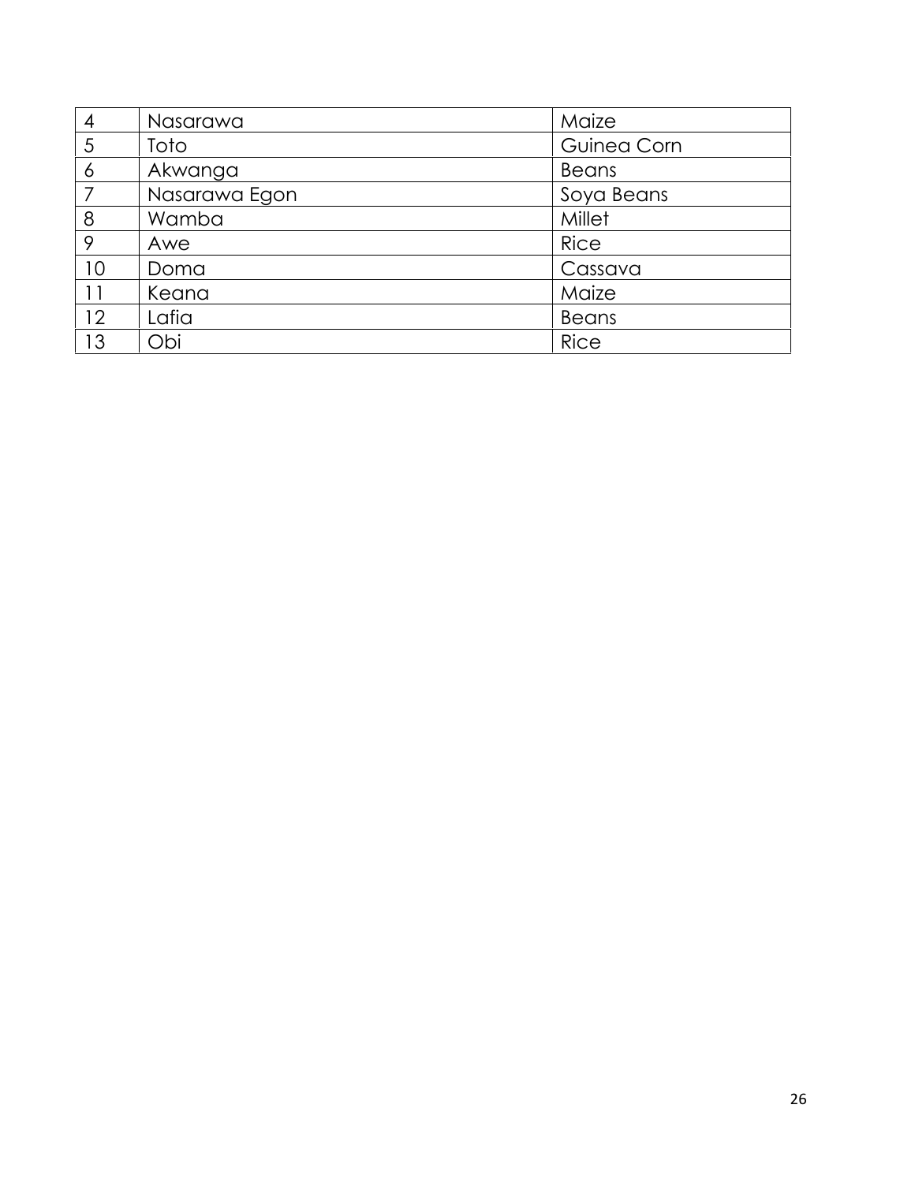| | | |
|---|---|---|
| 4 | Nasarawa | Maize |
| 5 | Toto | Guinea Corn |
| 6 | Akwanga | Beans |
| 7 | Nasarawa Egon | Soya Beans |
| 8 | Wamba | Millet |
| 9 | Awe | Rice |
| 10 | Doma | Cassava |
| 11 | Keana | Maize |
| 12 | Lafia | Beans |
| 13 | Obi | Rice |